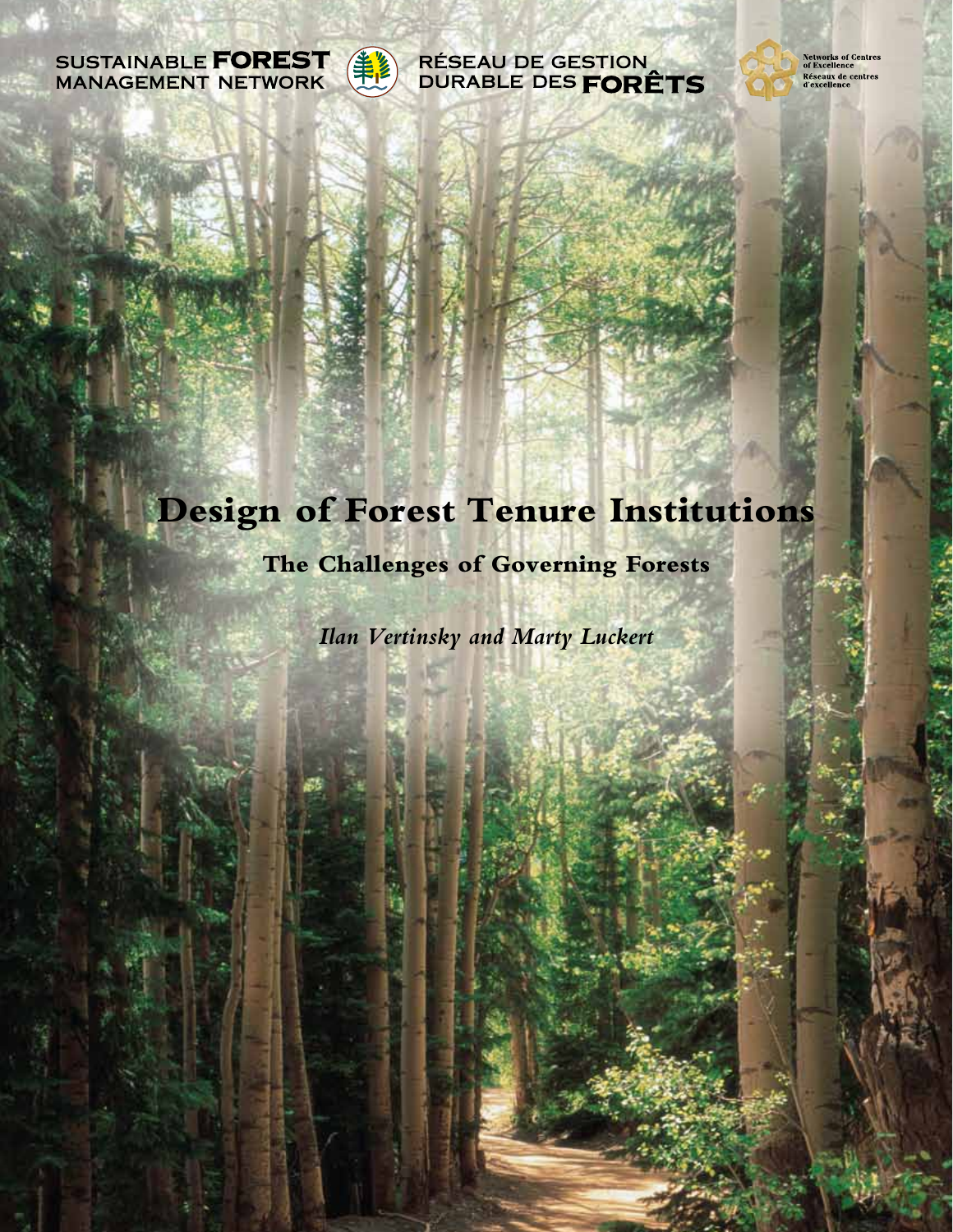SUSTAINABLE **FOREST** MANAGEMENT NETWORK

RÉSEAU DE GESTION DURABLE DES **FORÊTS**

Networks of Centres of Excellence
Réseaux de centres d'excellence

# Design of Forest Tenure Institutions

## The Challenges of Governing Forests

*Ilan Vertinsky and Marty Luckert*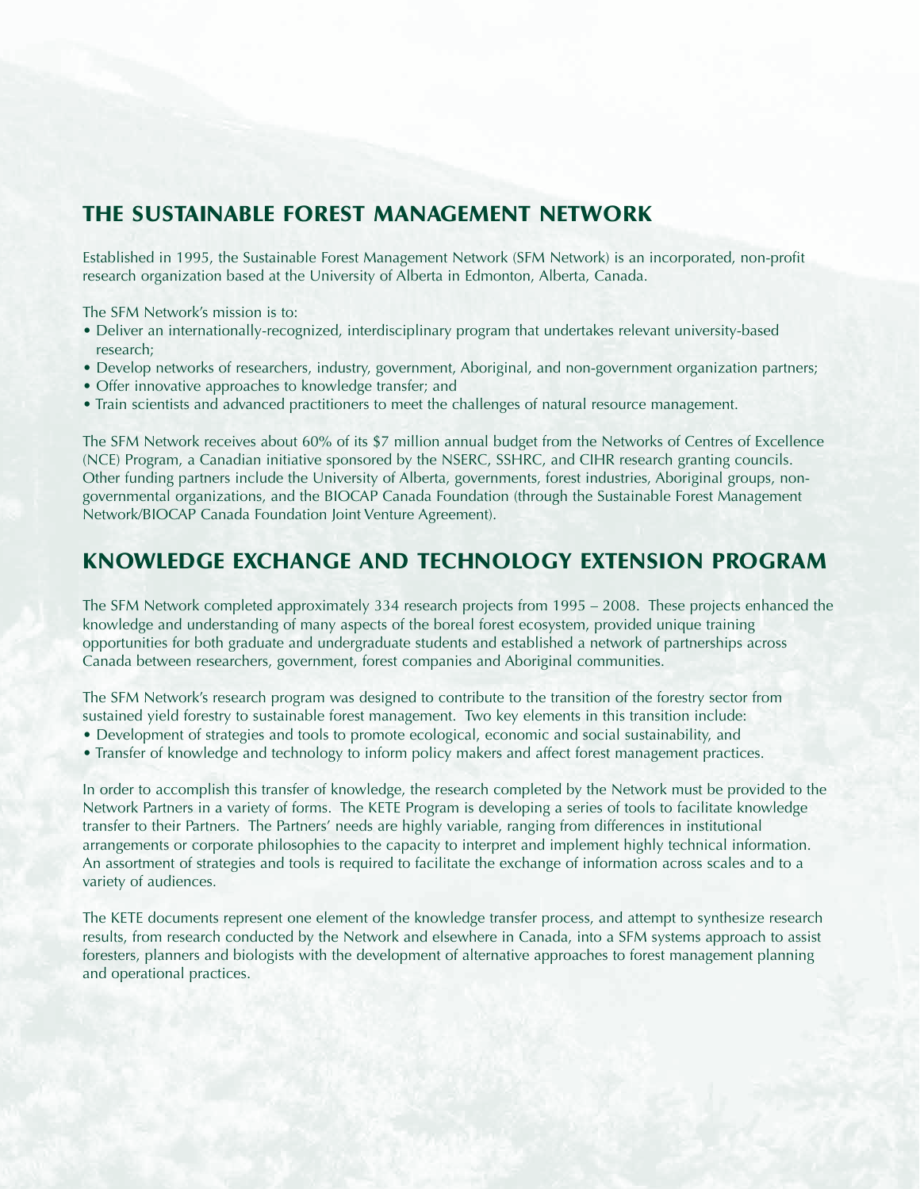## THE SUSTAINABLE FOREST MANAGEMENT NETWORK

Established in 1995, the Sustainable Forest Management Network (SFM Network) is an incorporated, non-profit research organization based at the University of Alberta in Edmonton, Alberta, Canada.

The SFM Network's mission is to:

- Deliver an internationally-recognized, interdisciplinary program that undertakes relevant university-based research;
- Develop networks of researchers, industry, government, Aboriginal, and non-government organization partners;
- Offer innovative approaches to knowledge transfer; and
- Train scientists and advanced practitioners to meet the challenges of natural resource management.

The SFM Network receives about 60% of its $7 million annual budget from the Networks of Centres of Excellence (NCE) Program, a Canadian initiative sponsored by the NSERC, SSHRC, and CIHR research granting councils. Other funding partners include the University of Alberta, governments, forest industries, Aboriginal groups, non-governmental organizations, and the BIOCAP Canada Foundation (through the Sustainable Forest Management Network/BIOCAP Canada Foundation Joint Venture Agreement).

## KNOWLEDGE EXCHANGE AND TECHNOLOGY EXTENSION PROGRAM

The SFM Network completed approximately 334 research projects from 1995 – 2008. These projects enhanced the knowledge and understanding of many aspects of the boreal forest ecosystem, provided unique training opportunities for both graduate and undergraduate students and established a network of partnerships across Canada between researchers, government, forest companies and Aboriginal communities.

The SFM Network's research program was designed to contribute to the transition of the forestry sector from sustained yield forestry to sustainable forest management. Two key elements in this transition include:

- Development of strategies and tools to promote ecological, economic and social sustainability, and
- Transfer of knowledge and technology to inform policy makers and affect forest management practices.

In order to accomplish this transfer of knowledge, the research completed by the Network must be provided to the Network Partners in a variety of forms. The KETE Program is developing a series of tools to facilitate knowledge transfer to their Partners. The Partners' needs are highly variable, ranging from differences in institutional arrangements or corporate philosophies to the capacity to interpret and implement highly technical information. An assortment of strategies and tools is required to facilitate the exchange of information across scales and to a variety of audiences.

The KETE documents represent one element of the knowledge transfer process, and attempt to synthesize research results, from research conducted by the Network and elsewhere in Canada, into a SFM systems approach to assist foresters, planners and biologists with the development of alternative approaches to forest management planning and operational practices.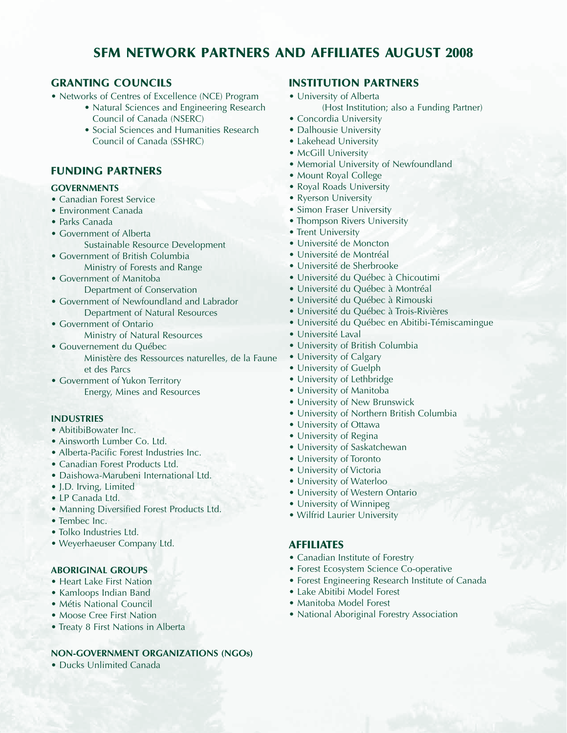# SFM NETWORK PARTNERS AND AFFILIATES AUGUST 2008

## GRANTING COUNCILS

- Networks of Centres of Excellence (NCE) Program
  - Natural Sciences and Engineering Research Council of Canada (NSERC)
  - Social Sciences and Humanities Research Council of Canada (SSHRC)

## FUNDING PARTNERS

### GOVERNMENTS

- Canadian Forest Service
- Environment Canada
- Parks Canada
- Government of Alberta
  Sustainable Resource Development
- Government of British Columbia
  Ministry of Forests and Range
- Government of Manitoba
  Department of Conservation
- Government of Newfoundland and Labrador
  Department of Natural Resources
- Government of Ontario
  Ministry of Natural Resources
- Gouvernement du Québec
  Ministère des Ressources naturelles, de la Faune et des Parcs
- Government of Yukon Territory
  Energy, Mines and Resources

### INDUSTRIES

- AbitibiBowater Inc.
- Ainsworth Lumber Co. Ltd.
- Alberta-Pacific Forest Industries Inc.
- Canadian Forest Products Ltd.
- Daishowa-Marubeni International Ltd.
- J.D. Irving, Limited
- LP Canada Ltd.
- Manning Diversified Forest Products Ltd.
- Tembec Inc.
- Tolko Industries Ltd.
- Weyerhaeuser Company Ltd.

### ABORIGINAL GROUPS

- Heart Lake First Nation
- Kamloops Indian Band
- Métis National Council
- Moose Cree First Nation
- Treaty 8 First Nations in Alberta

### NON-GOVERNMENT ORGANIZATIONS (NGOs)

- Ducks Unlimited Canada

## INSTITUTION PARTNERS

- University of Alberta
  (Host Institution; also a Funding Partner)
- Concordia University
- Dalhousie University
- Lakehead University
- McGill University
- Memorial University of Newfoundland
- Mount Royal College
- Royal Roads University
- Ryerson University
- Simon Fraser University
- Thompson Rivers University
- Trent University
- Université de Moncton
- Université de Montréal
- Université de Sherbrooke
- Université du Québec à Chicoutimi
- Université du Québec à Montréal
- Université du Québec à Rimouski
- Université du Québec à Trois-Rivières
- Université du Québec en Abitibi-Témiscamingue
- Université Laval
- University of British Columbia
- University of Calgary
- University of Guelph
- University of Lethbridge
- University of Manitoba
- University of New Brunswick
- University of Northern British Columbia
- University of Ottawa
- University of Regina
- University of Saskatchewan
- University of Toronto
- University of Victoria
- University of Waterloo
- University of Western Ontario
- University of Winnipeg
- Wilfrid Laurier University

## AFFILIATES

- Canadian Institute of Forestry
- Forest Ecosystem Science Co-operative
- Forest Engineering Research Institute of Canada
- Lake Abitibi Model Forest
- Manitoba Model Forest
- National Aboriginal Forestry Association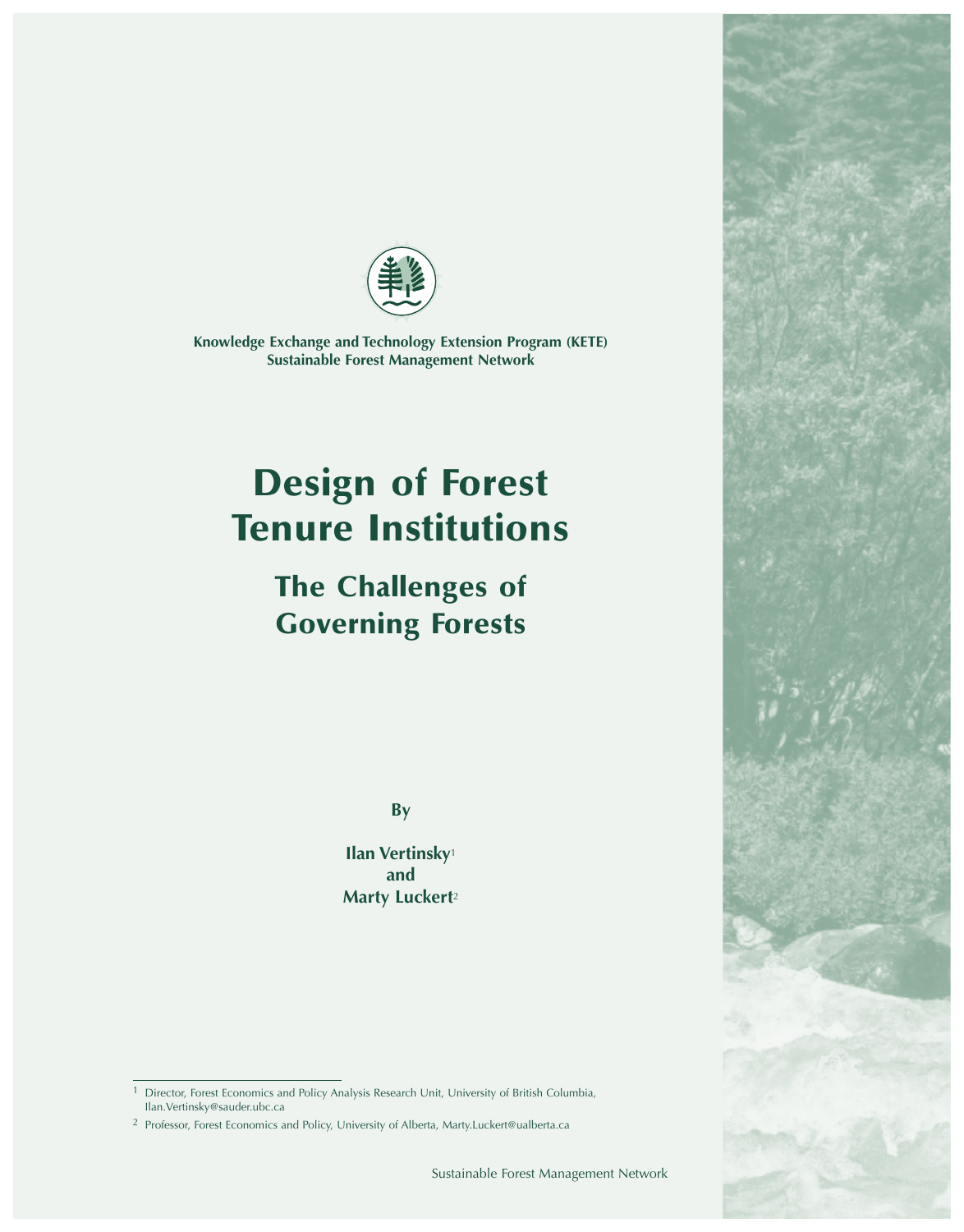Knowledge Exchange and Technology Extension Program (KETE)
Sustainable Forest Management Network

# Design of Forest Tenure Institutions

## The Challenges of Governing Forests

By

**Ilan Vertinsky**[1]
**and**
**Marty Luckert**[2]

---

[1] Director, Forest Economics and Policy Analysis Research Unit, University of British Columbia, Ilan.Vertinsky@sauder.ubc.ca

[2] Professor, Forest Economics and Policy, University of Alberta, Marty.Luckert@ualberta.ca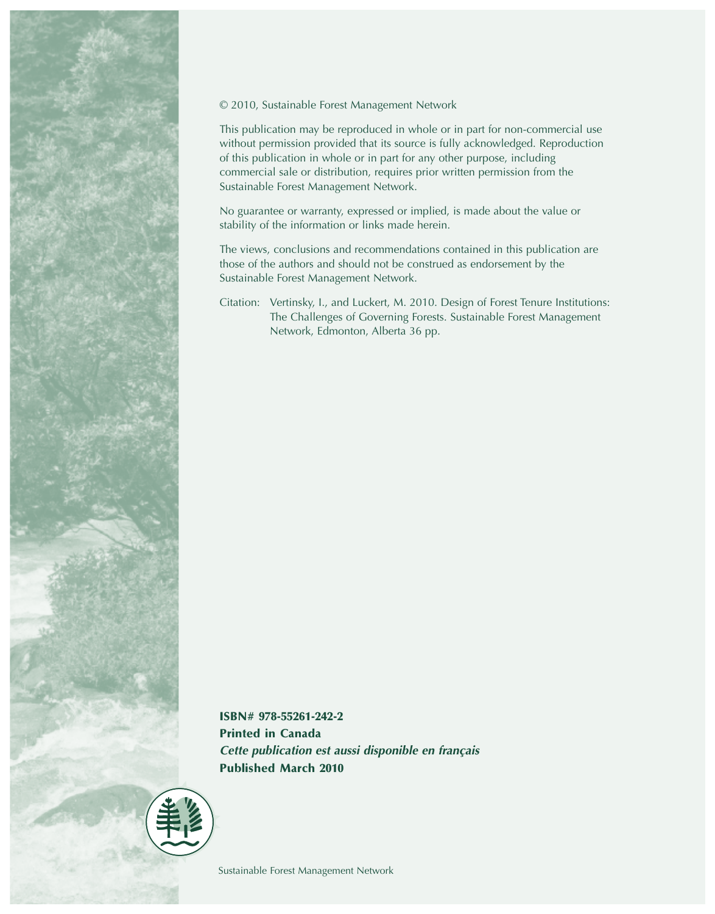© 2010, Sustainable Forest Management Network

This publication may be reproduced in whole or in part for non-commercial use without permission provided that its source is fully acknowledged. Reproduction of this publication in whole or in part for any other purpose, including commercial sale or distribution, requires prior written permission from the Sustainable Forest Management Network.

No guarantee or warranty, expressed or implied, is made about the value or stability of the information or links made herein.

The views, conclusions and recommendations contained in this publication are those of the authors and should not be construed as endorsement by the Sustainable Forest Management Network.

Citation: Vertinsky, I., and Luckert, M. 2010. Design of Forest Tenure Institutions: The Challenges of Governing Forests. Sustainable Forest Management Network, Edmonton, Alberta 36 pp.

**ISBN# 978-55261-242-2**
**Printed in Canada**
***Cette publication est aussi disponible en français***
**Published March 2010**

Sustainable Forest Management Network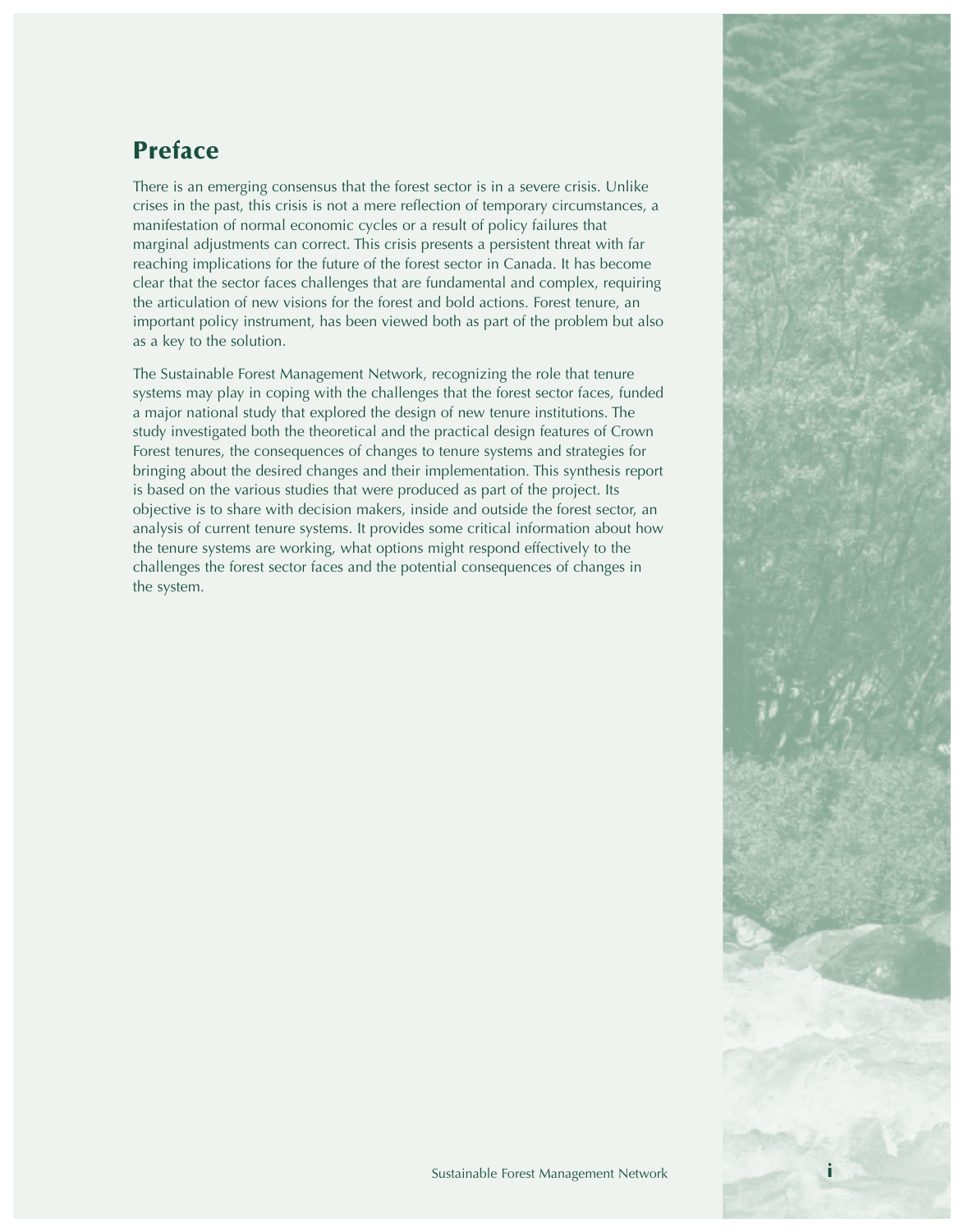## Preface

There is an emerging consensus that the forest sector is in a severe crisis. Unlike crises in the past, this crisis is not a mere reflection of temporary circumstances, a manifestation of normal economic cycles or a result of policy failures that marginal adjustments can correct. This crisis presents a persistent threat with far reaching implications for the future of the forest sector in Canada. It has become clear that the sector faces challenges that are fundamental and complex, requiring the articulation of new visions for the forest and bold actions. Forest tenure, an important policy instrument, has been viewed both as part of the problem but also as a key to the solution.

The Sustainable Forest Management Network, recognizing the role that tenure systems may play in coping with the challenges that the forest sector faces, funded a major national study that explored the design of new tenure institutions. The study investigated both the theoretical and the practical design features of Crown Forest tenures, the consequences of changes to tenure systems and strategies for bringing about the desired changes and their implementation. This synthesis report is based on the various studies that were produced as part of the project. Its objective is to share with decision makers, inside and outside the forest sector, an analysis of current tenure systems. It provides some critical information about how the tenure systems are working, what options might respond effectively to the challenges the forest sector faces and the potential consequences of changes in the system.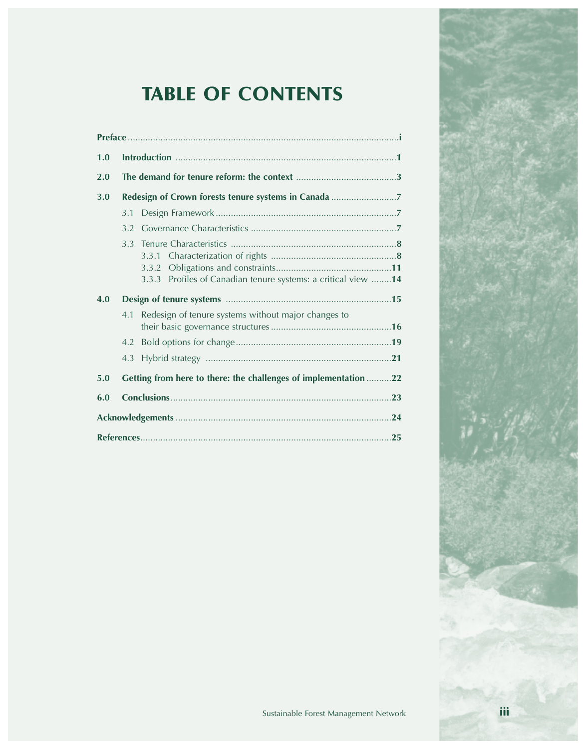# TABLE OF CONTENTS

| | | |
|---|---|---|
| **Preface** | | **i** |
| **1.0** | **Introduction** | **1** |
| **2.0** | **The demand for tenure reform: the context** | **3** |
| **3.0** | **Redesign of Crown forests tenure systems in Canada** | **7** |
| | 3.1 Design Framework | **7** |
| | 3.2 Governance Characteristics | **7** |
| | 3.3 Tenure Characteristics | **8** |
| | 3.3.1 Characterization of rights | **8** |
| | 3.3.2 Obligations and constraints | **11** |
| | 3.3.3 Profiles of Canadian tenure systems: a critical view | **14** |
| **4.0** | **Design of tenure systems** | **15** |
| | 4.1 Redesign of tenure systems without major changes to their basic governance structures | **16** |
| | 4.2 Bold options for change | **19** |
| | 4.3 Hybrid strategy | **21** |
| **5.0** | **Getting from here to there: the challenges of implementation** | **22** |
| **6.0** | **Conclusions** | **23** |
| **Acknowledgements** | | **24** |
| **References** | | **25** |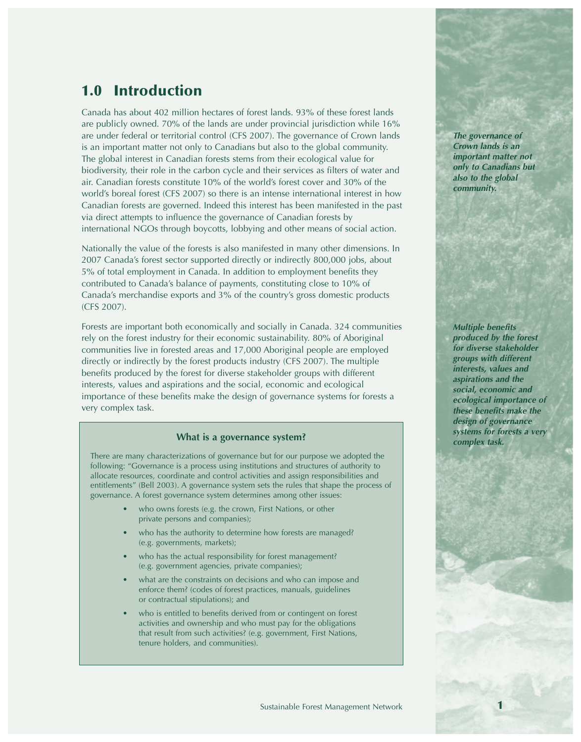## 1.0 Introduction

Canada has about 402 million hectares of forest lands. 93% of these forest lands are publicly owned. 70% of the lands are under provincial jurisdiction while 16% are under federal or territorial control (CFS 2007). The governance of Crown lands is an important matter not only to Canadians but also to the global community. The global interest in Canadian forests stems from their ecological value for biodiversity, their role in the carbon cycle and their services as filters of water and air. Canadian forests constitute 10% of the world's forest cover and 30% of the world's boreal forest (CFS 2007) so there is an intense international interest in how Canadian forests are governed. Indeed this interest has been manifested in the past via direct attempts to influence the governance of Canadian forests by international NGOs through boycotts, lobbying and other means of social action.

*The governance of Crown lands is an important matter not only to Canadians but also to the global community.*

Nationally the value of the forests is also manifested in many other dimensions. In 2007 Canada's forest sector supported directly or indirectly 800,000 jobs, about 5% of total employment in Canada. In addition to employment benefits they contributed to Canada's balance of payments, constituting close to 10% of Canada's merchandise exports and 3% of the country's gross domestic products (CFS 2007).

Forests are important both economically and socially in Canada. 324 communities rely on the forest industry for their economic sustainability. 80% of Aboriginal communities live in forested areas and 17,000 Aboriginal people are employed directly or indirectly by the forest products industry (CFS 2007). The multiple benefits produced by the forest for diverse stakeholder groups with different interests, values and aspirations and the social, economic and ecological importance of these benefits make the design of governance systems for forests a very complex task.

*Multiple benefits produced by the forest for diverse stakeholder groups with different interests, values and aspirations and the social, economic and ecological importance of these benefits make the design of governance systems for forests a very complex task.*

### What is a governance system?

There are many characterizations of governance but for our purpose we adopted the following: "Governance is a process using institutions and structures of authority to allocate resources, coordinate and control activities and assign responsibilities and entitlements" (Bell 2003). A governance system sets the rules that shape the process of governance. A forest governance system determines among other issues:

- who owns forests (e.g. the crown, First Nations, or other private persons and companies);
- who has the authority to determine how forests are managed? (e.g. governments, markets);
- who has the actual responsibility for forest management? (e.g. government agencies, private companies);
- what are the constraints on decisions and who can impose and enforce them? (codes of forest practices, manuals, guidelines or contractual stipulations); and
- who is entitled to benefits derived from or contingent on forest activities and ownership and who must pay for the obligations that result from such activities? (e.g. government, First Nations, tenure holders, and communities).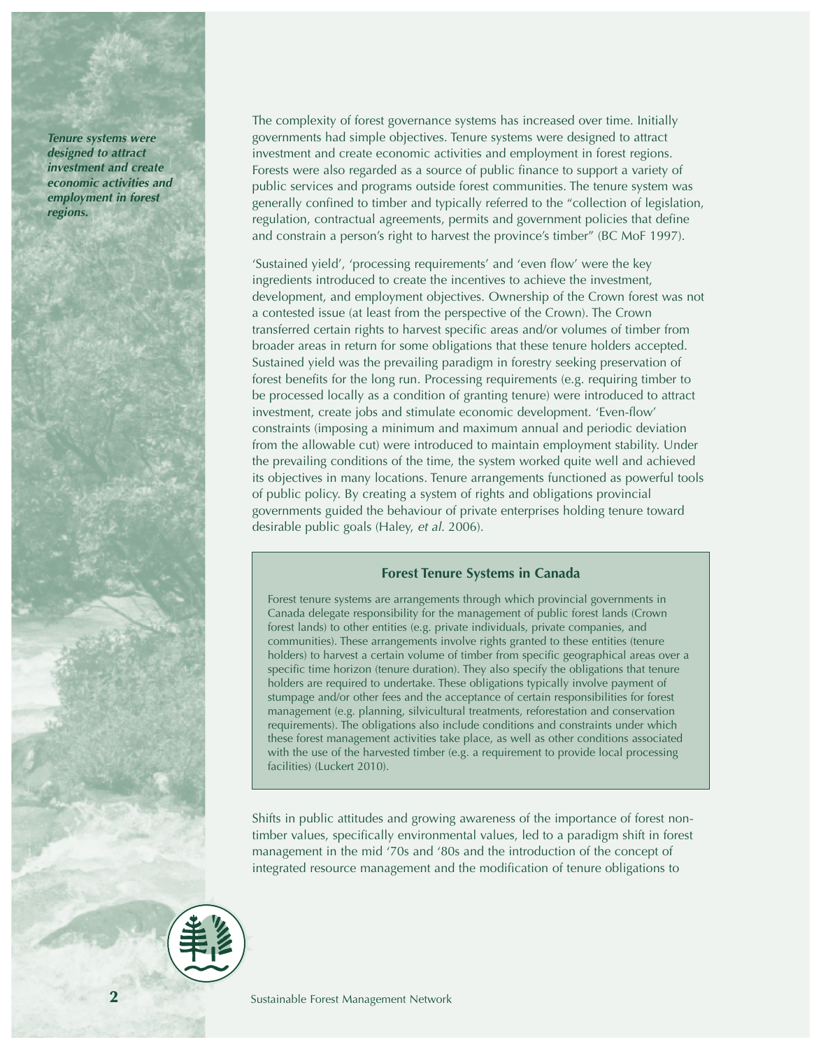*Tenure systems were designed to attract investment and create economic activities and employment in forest regions.*

The complexity of forest governance systems has increased over time. Initially governments had simple objectives. Tenure systems were designed to attract investment and create economic activities and employment in forest regions. Forests were also regarded as a source of public finance to support a variety of public services and programs outside forest communities. The tenure system was generally confined to timber and typically referred to the "collection of legislation, regulation, contractual agreements, permits and government policies that define and constrain a person's right to harvest the province's timber" (BC MoF 1997).

'Sustained yield', 'processing requirements' and 'even flow' were the key ingredients introduced to create the incentives to achieve the investment, development, and employment objectives. Ownership of the Crown forest was not a contested issue (at least from the perspective of the Crown). The Crown transferred certain rights to harvest specific areas and/or volumes of timber from broader areas in return for some obligations that these tenure holders accepted. Sustained yield was the prevailing paradigm in forestry seeking preservation of forest benefits for the long run. Processing requirements (e.g. requiring timber to be processed locally as a condition of granting tenure) were introduced to attract investment, create jobs and stimulate economic development. 'Even-flow' constraints (imposing a minimum and maximum annual and periodic deviation from the allowable cut) were introduced to maintain employment stability. Under the prevailing conditions of the time, the system worked quite well and achieved its objectives in many locations. Tenure arrangements functioned as powerful tools of public policy. By creating a system of rights and obligations provincial governments guided the behaviour of private enterprises holding tenure toward desirable public goals (Haley, *et al.* 2006).

### Forest Tenure Systems in Canada

Forest tenure systems are arrangements through which provincial governments in Canada delegate responsibility for the management of public forest lands (Crown forest lands) to other entities (e.g. private individuals, private companies, and communities). These arrangements involve rights granted to these entities (tenure holders) to harvest a certain volume of timber from specific geographical areas over a specific time horizon (tenure duration). They also specify the obligations that tenure holders are required to undertake. These obligations typically involve payment of stumpage and/or other fees and the acceptance of certain responsibilities for forest management (e.g. planning, silvicultural treatments, reforestation and conservation requirements). The obligations also include conditions and constraints under which these forest management activities take place, as well as other conditions associated with the use of the harvested timber (e.g. a requirement to provide local processing facilities) (Luckert 2010).

Shifts in public attitudes and growing awareness of the importance of forest non-timber values, specifically environmental values, led to a paradigm shift in forest management in the mid '70s and '80s and the introduction of the concept of integrated resource management and the modification of tenure obligations to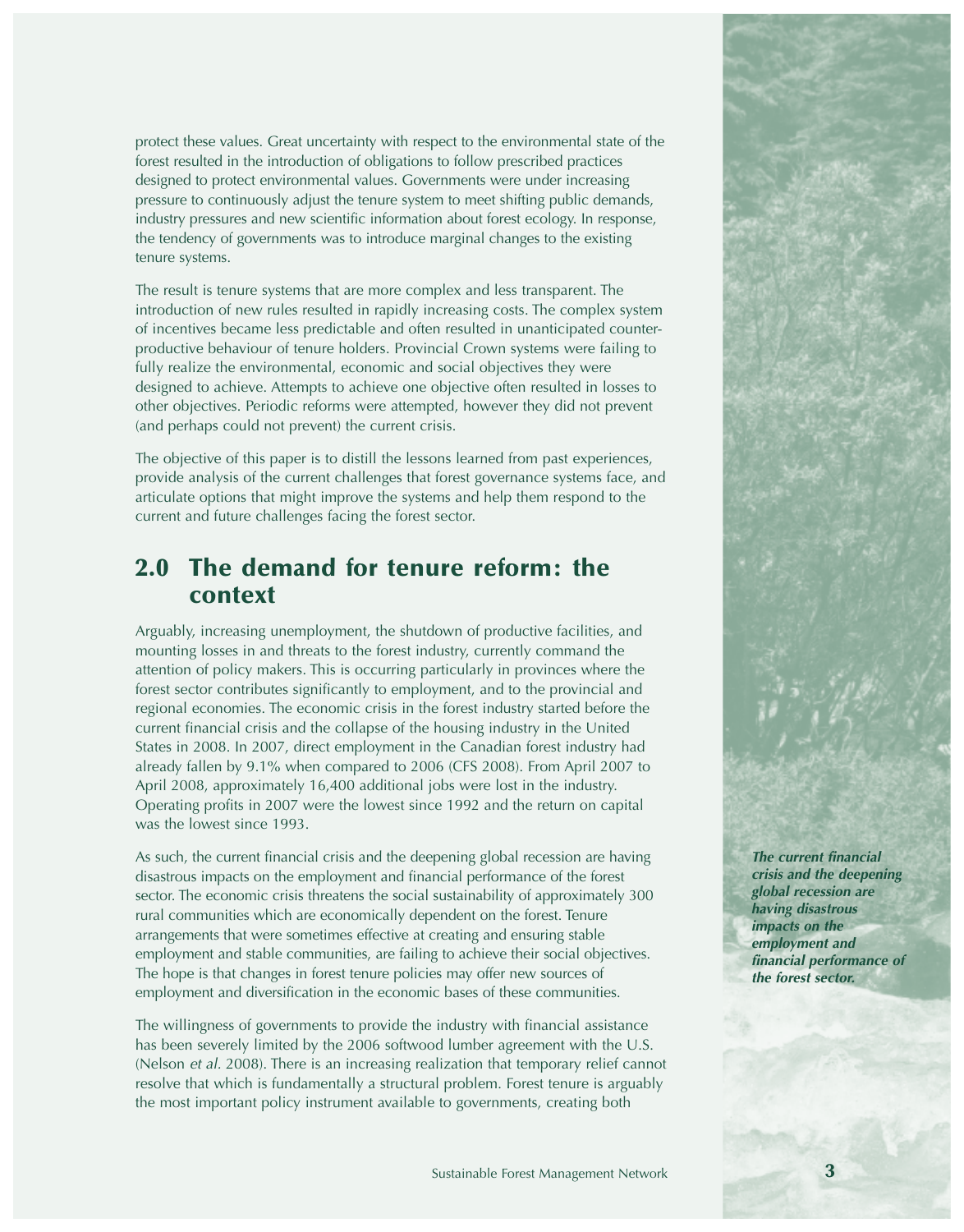protect these values. Great uncertainty with respect to the environmental state of the forest resulted in the introduction of obligations to follow prescribed practices designed to protect environmental values. Governments were under increasing pressure to continuously adjust the tenure system to meet shifting public demands, industry pressures and new scientific information about forest ecology. In response, the tendency of governments was to introduce marginal changes to the existing tenure systems.

The result is tenure systems that are more complex and less transparent. The introduction of new rules resulted in rapidly increasing costs. The complex system of incentives became less predictable and often resulted in unanticipated counter-productive behaviour of tenure holders. Provincial Crown systems were failing to fully realize the environmental, economic and social objectives they were designed to achieve. Attempts to achieve one objective often resulted in losses to other objectives. Periodic reforms were attempted, however they did not prevent (and perhaps could not prevent) the current crisis.

The objective of this paper is to distill the lessons learned from past experiences, provide analysis of the current challenges that forest governance systems face, and articulate options that might improve the systems and help them respond to the current and future challenges facing the forest sector.

## 2.0 The demand for tenure reform: the context

Arguably, increasing unemployment, the shutdown of productive facilities, and mounting losses in and threats to the forest industry, currently command the attention of policy makers. This is occurring particularly in provinces where the forest sector contributes significantly to employment, and to the provincial and regional economies. The economic crisis in the forest industry started before the current financial crisis and the collapse of the housing industry in the United States in 2008. In 2007, direct employment in the Canadian forest industry had already fallen by 9.1% when compared to 2006 (CFS 2008). From April 2007 to April 2008, approximately 16,400 additional jobs were lost in the industry. Operating profits in 2007 were the lowest since 1992 and the return on capital was the lowest since 1993.

As such, the current financial crisis and the deepening global recession are having disastrous impacts on the employment and financial performance of the forest sector. The economic crisis threatens the social sustainability of approximately 300 rural communities which are economically dependent on the forest. Tenure arrangements that were sometimes effective at creating and ensuring stable employment and stable communities, are failing to achieve their social objectives. The hope is that changes in forest tenure policies may offer new sources of employment and diversification in the economic bases of these communities.

***The current financial crisis and the deepening global recession are having disastrous impacts on the employment and financial performance of the forest sector.***

The willingness of governments to provide the industry with financial assistance has been severely limited by the 2006 softwood lumber agreement with the U.S. (Nelson *et al.* 2008). There is an increasing realization that temporary relief cannot resolve that which is fundamentally a structural problem. Forest tenure is arguably the most important policy instrument available to governments, creating both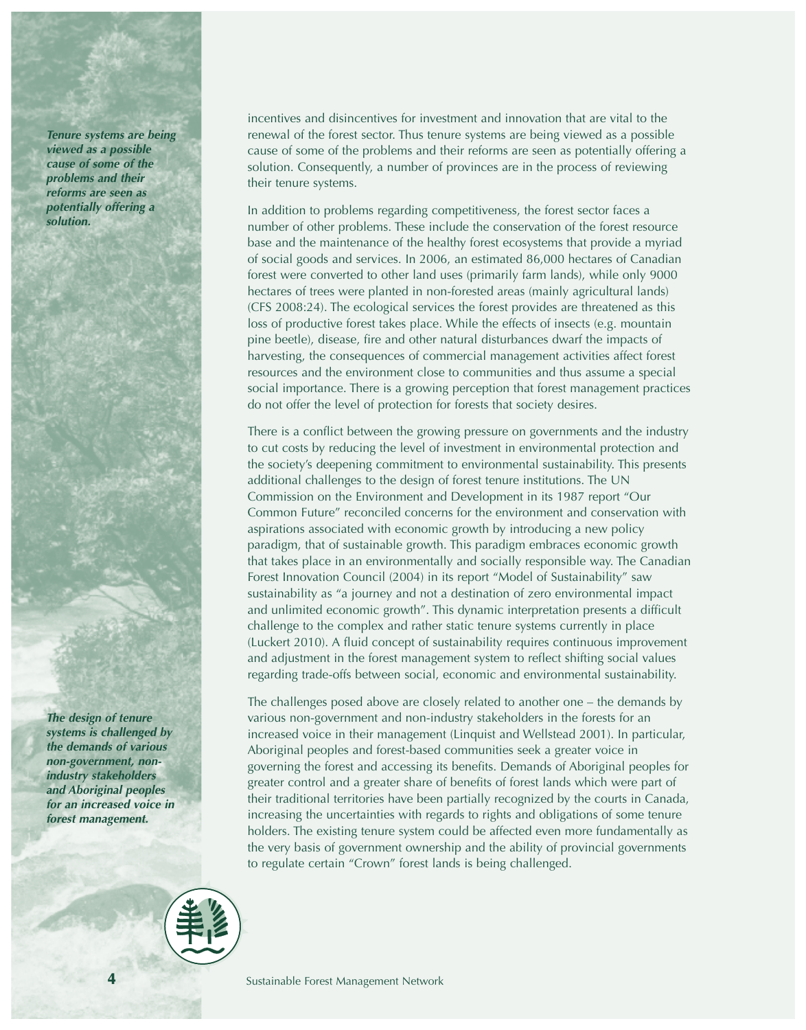*Tenure systems are being viewed as a possible cause of some of the problems and their reforms are seen as potentially offering a solution.*

incentives and disincentives for investment and innovation that are vital to the renewal of the forest sector. Thus tenure systems are being viewed as a possible cause of some of the problems and their reforms are seen as potentially offering a solution. Consequently, a number of provinces are in the process of reviewing their tenure systems.

In addition to problems regarding competitiveness, the forest sector faces a number of other problems. These include the conservation of the forest resource base and the maintenance of the healthy forest ecosystems that provide a myriad of social goods and services. In 2006, an estimated 86,000 hectares of Canadian forest were converted to other land uses (primarily farm lands), while only 9000 hectares of trees were planted in non-forested areas (mainly agricultural lands) (CFS 2008:24). The ecological services the forest provides are threatened as this loss of productive forest takes place. While the effects of insects (e.g. mountain pine beetle), disease, fire and other natural disturbances dwarf the impacts of harvesting, the consequences of commercial management activities affect forest resources and the environment close to communities and thus assume a special social importance. There is a growing perception that forest management practices do not offer the level of protection for forests that society desires.

There is a conflict between the growing pressure on governments and the industry to cut costs by reducing the level of investment in environmental protection and the society's deepening commitment to environmental sustainability. This presents additional challenges to the design of forest tenure institutions. The UN Commission on the Environment and Development in its 1987 report "Our Common Future" reconciled concerns for the environment and conservation with aspirations associated with economic growth by introducing a new policy paradigm, that of sustainable growth. This paradigm embraces economic growth that takes place in an environmentally and socially responsible way. The Canadian Forest Innovation Council (2004) in its report "Model of Sustainability" saw sustainability as "a journey and not a destination of zero environmental impact and unlimited economic growth". This dynamic interpretation presents a difficult challenge to the complex and rather static tenure systems currently in place (Luckert 2010). A fluid concept of sustainability requires continuous improvement and adjustment in the forest management system to reflect shifting social values regarding trade-offs between social, economic and environmental sustainability.

*The design of tenure systems is challenged by the demands of various non-government, non-industry stakeholders and Aboriginal peoples for an increased voice in forest management.*

The challenges posed above are closely related to another one – the demands by various non-government and non-industry stakeholders in the forests for an increased voice in their management (Linquist and Wellstead 2001). In particular, Aboriginal peoples and forest-based communities seek a greater voice in governing the forest and accessing its benefits. Demands of Aboriginal peoples for greater control and a greater share of benefits of forest lands which were part of their traditional territories have been partially recognized by the courts in Canada, increasing the uncertainties with regards to rights and obligations of some tenure holders. The existing tenure system could be affected even more fundamentally as the very basis of government ownership and the ability of provincial governments to regulate certain "Crown" forest lands is being challenged.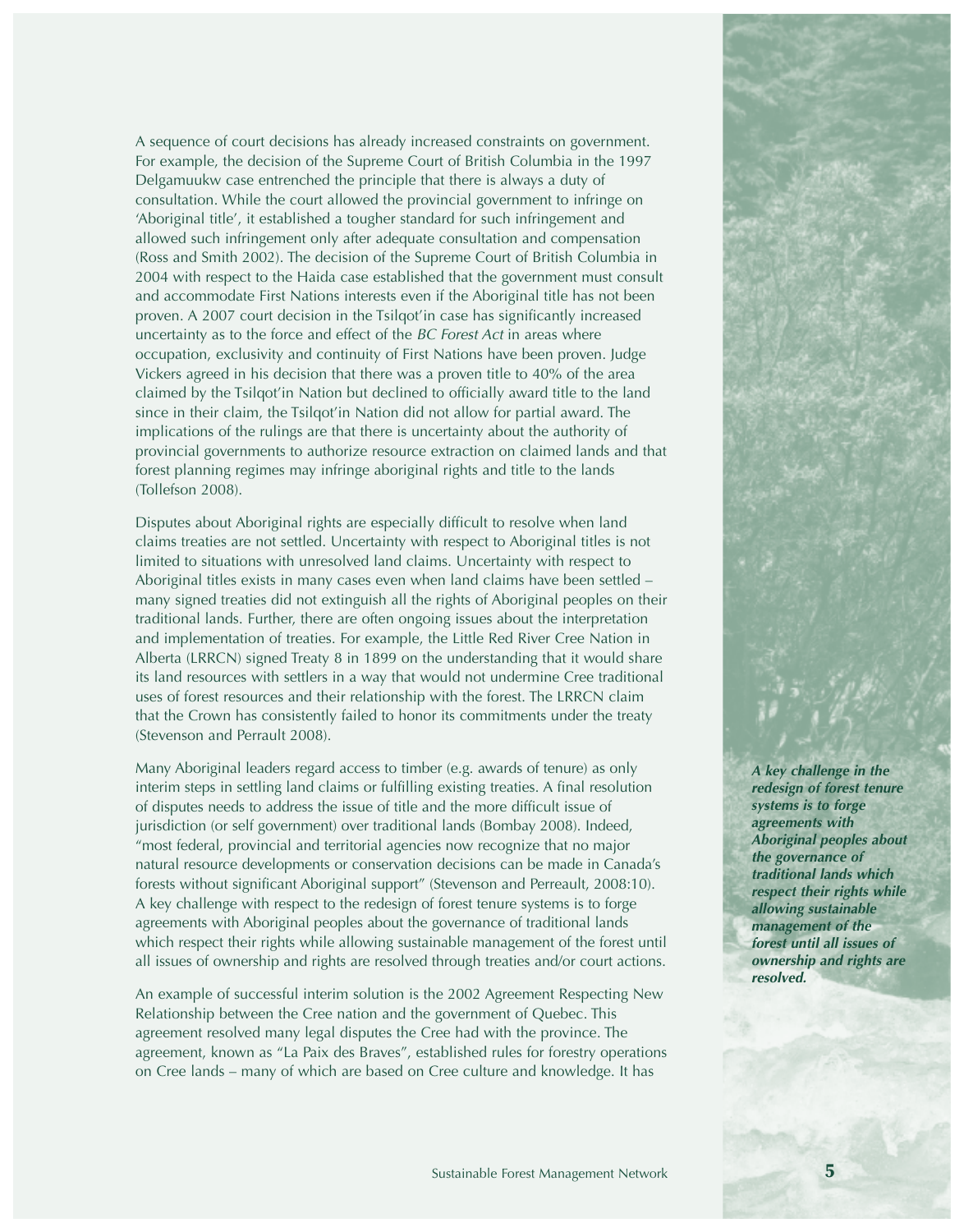A sequence of court decisions has already increased constraints on government. For example, the decision of the Supreme Court of British Columbia in the 1997 Delgamuukw case entrenched the principle that there is always a duty of consultation. While the court allowed the provincial government to infringe on 'Aboriginal title', it established a tougher standard for such infringement and allowed such infringement only after adequate consultation and compensation (Ross and Smith 2002). The decision of the Supreme Court of British Columbia in 2004 with respect to the Haida case established that the government must consult and accommodate First Nations interests even if the Aboriginal title has not been proven. A 2007 court decision in the Tsilqot'in case has significantly increased uncertainty as to the force and effect of the *BC Forest Act* in areas where occupation, exclusivity and continuity of First Nations have been proven. Judge Vickers agreed in his decision that there was a proven title to 40% of the area claimed by the Tsilqot'in Nation but declined to officially award title to the land since in their claim, the Tsilqot'in Nation did not allow for partial award. The implications of the rulings are that there is uncertainty about the authority of provincial governments to authorize resource extraction on claimed lands and that forest planning regimes may infringe aboriginal rights and title to the lands (Tollefson 2008).

Disputes about Aboriginal rights are especially difficult to resolve when land claims treaties are not settled. Uncertainty with respect to Aboriginal titles is not limited to situations with unresolved land claims. Uncertainty with respect to Aboriginal titles exists in many cases even when land claims have been settled – many signed treaties did not extinguish all the rights of Aboriginal peoples on their traditional lands. Further, there are often ongoing issues about the interpretation and implementation of treaties. For example, the Little Red River Cree Nation in Alberta (LRRCN) signed Treaty 8 in 1899 on the understanding that it would share its land resources with settlers in a way that would not undermine Cree traditional uses of forest resources and their relationship with the forest. The LRRCN claim that the Crown has consistently failed to honor its commitments under the treaty (Stevenson and Perrault 2008).

Many Aboriginal leaders regard access to timber (e.g. awards of tenure) as only interim steps in settling land claims or fulfilling existing treaties. A final resolution of disputes needs to address the issue of title and the more difficult issue of jurisdiction (or self government) over traditional lands (Bombay 2008). Indeed, "most federal, provincial and territorial agencies now recognize that no major natural resource developments or conservation decisions can be made in Canada's forests without significant Aboriginal support" (Stevenson and Perreault, 2008:10). A key challenge with respect to the redesign of forest tenure systems is to forge agreements with Aboriginal peoples about the governance of traditional lands which respect their rights while allowing sustainable management of the forest until all issues of ownership and rights are resolved through treaties and/or court actions.

***A key challenge in the redesign of forest tenure systems is to forge agreements with Aboriginal peoples about the governance of traditional lands which respect their rights while allowing sustainable management of the forest until all issues of ownership and rights are resolved.***

An example of successful interim solution is the 2002 Agreement Respecting New Relationship between the Cree nation and the government of Quebec. This agreement resolved many legal disputes the Cree had with the province. The agreement, known as "La Paix des Braves", established rules for forestry operations on Cree lands – many of which are based on Cree culture and knowledge. It has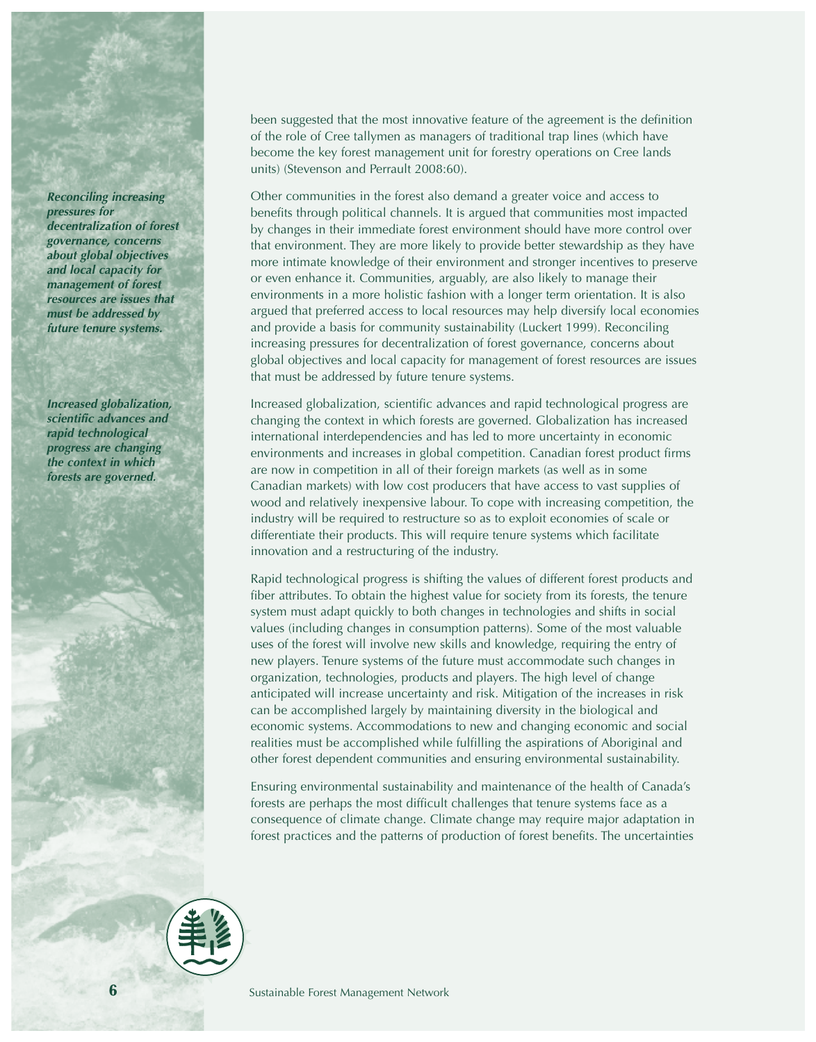been suggested that the most innovative feature of the agreement is the definition of the role of Cree tallymen as managers of traditional trap lines (which have become the key forest management unit for forestry operations on Cree lands units) (Stevenson and Perrault 2008:60).

*Reconciling increasing pressures for decentralization of forest governance, concerns about global objectives and local capacity for management of forest resources are issues that must be addressed by future tenure systems.*

Other communities in the forest also demand a greater voice and access to benefits through political channels. It is argued that communities most impacted by changes in their immediate forest environment should have more control over that environment. They are more likely to provide better stewardship as they have more intimate knowledge of their environment and stronger incentives to preserve or even enhance it. Communities, arguably, are also likely to manage their environments in a more holistic fashion with a longer term orientation. It is also argued that preferred access to local resources may help diversify local economies and provide a basis for community sustainability (Luckert 1999). Reconciling increasing pressures for decentralization of forest governance, concerns about global objectives and local capacity for management of forest resources are issues that must be addressed by future tenure systems.

*Increased globalization, scientific advances and rapid technological progress are changing the context in which forests are governed.*

Increased globalization, scientific advances and rapid technological progress are changing the context in which forests are governed. Globalization has increased international interdependencies and has led to more uncertainty in economic environments and increases in global competition. Canadian forest product firms are now in competition in all of their foreign markets (as well as in some Canadian markets) with low cost producers that have access to vast supplies of wood and relatively inexpensive labour. To cope with increasing competition, the industry will be required to restructure so as to exploit economies of scale or differentiate their products. This will require tenure systems which facilitate innovation and a restructuring of the industry.

Rapid technological progress is shifting the values of different forest products and fiber attributes. To obtain the highest value for society from its forests, the tenure system must adapt quickly to both changes in technologies and shifts in social values (including changes in consumption patterns). Some of the most valuable uses of the forest will involve new skills and knowledge, requiring the entry of new players. Tenure systems of the future must accommodate such changes in organization, technologies, products and players. The high level of change anticipated will increase uncertainty and risk. Mitigation of the increases in risk can be accomplished largely by maintaining diversity in the biological and economic systems. Accommodations to new and changing economic and social realities must be accomplished while fulfilling the aspirations of Aboriginal and other forest dependent communities and ensuring environmental sustainability.

Ensuring environmental sustainability and maintenance of the health of Canada's forests are perhaps the most difficult challenges that tenure systems face as a consequence of climate change. Climate change may require major adaptation in forest practices and the patterns of production of forest benefits. The uncertainties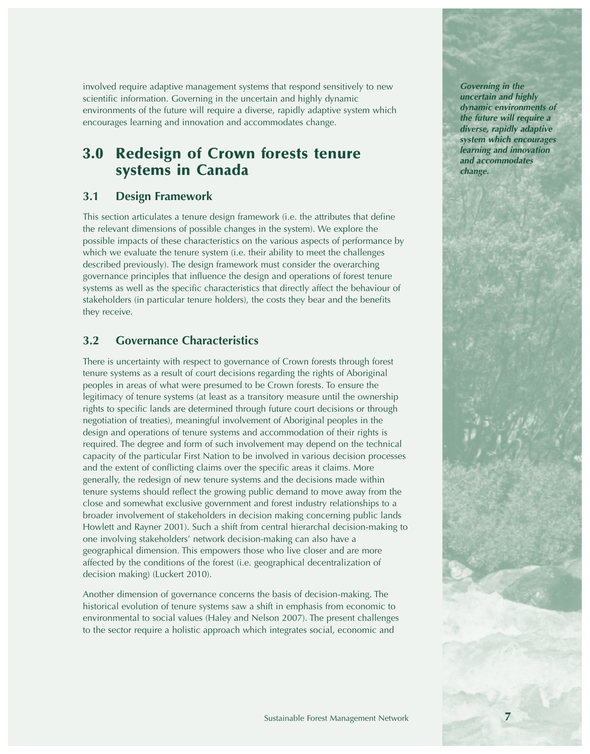involved require adaptive management systems that respond sensitively to new scientific information. Governing in the uncertain and highly dynamic environments of the future will require a diverse, rapidly adaptive system which encourages learning and innovation and accommodates change.

*Governing in the uncertain and highly dynamic environments of the future will require a diverse, rapidly adaptive system which encourages learning and innovation and accommodates change.*

# 3.0 Redesign of Crown forests tenure systems in Canada

## 3.1 Design Framework

This section articulates a tenure design framework (i.e. the attributes that define the relevant dimensions of possible changes in the system). We explore the possible impacts of these characteristics on the various aspects of performance by which we evaluate the tenure system (i.e. their ability to meet the challenges described previously). The design framework must consider the overarching governance principles that influence the design and operations of forest tenure systems as well as the specific characteristics that directly affect the behaviour of stakeholders (in particular tenure holders), the costs they bear and the benefits they receive.

## 3.2 Governance Characteristics

There is uncertainty with respect to governance of Crown forests through forest tenure systems as a result of court decisions regarding the rights of Aboriginal peoples in areas of what were presumed to be Crown forests. To ensure the legitimacy of tenure systems (at least as a transitory measure until the ownership rights to specific lands are determined through future court decisions or through negotiation of treaties), meaningful involvement of Aboriginal peoples in the design and operations of tenure systems and accommodation of their rights is required. The degree and form of such involvement may depend on the technical capacity of the particular First Nation to be involved in various decision processes and the extent of conflicting claims over the specific areas it claims. More generally, the redesign of new tenure systems and the decisions made within tenure systems should reflect the growing public demand to move away from the close and somewhat exclusive government and forest industry relationships to a broader involvement of stakeholders in decision making concerning public lands Howlett and Rayner 2001). Such a shift from central hierarchal decision-making to one involving stakeholders' network decision-making can also have a geographical dimension. This empowers those who live closer and are more affected by the conditions of the forest (i.e. geographical decentralization of decision making) (Luckert 2010).

Another dimension of governance concerns the basis of decision-making. The historical evolution of tenure systems saw a shift in emphasis from economic to environmental to social values (Haley and Nelson 2007). The present challenges to the sector require a holistic approach which integrates social, economic and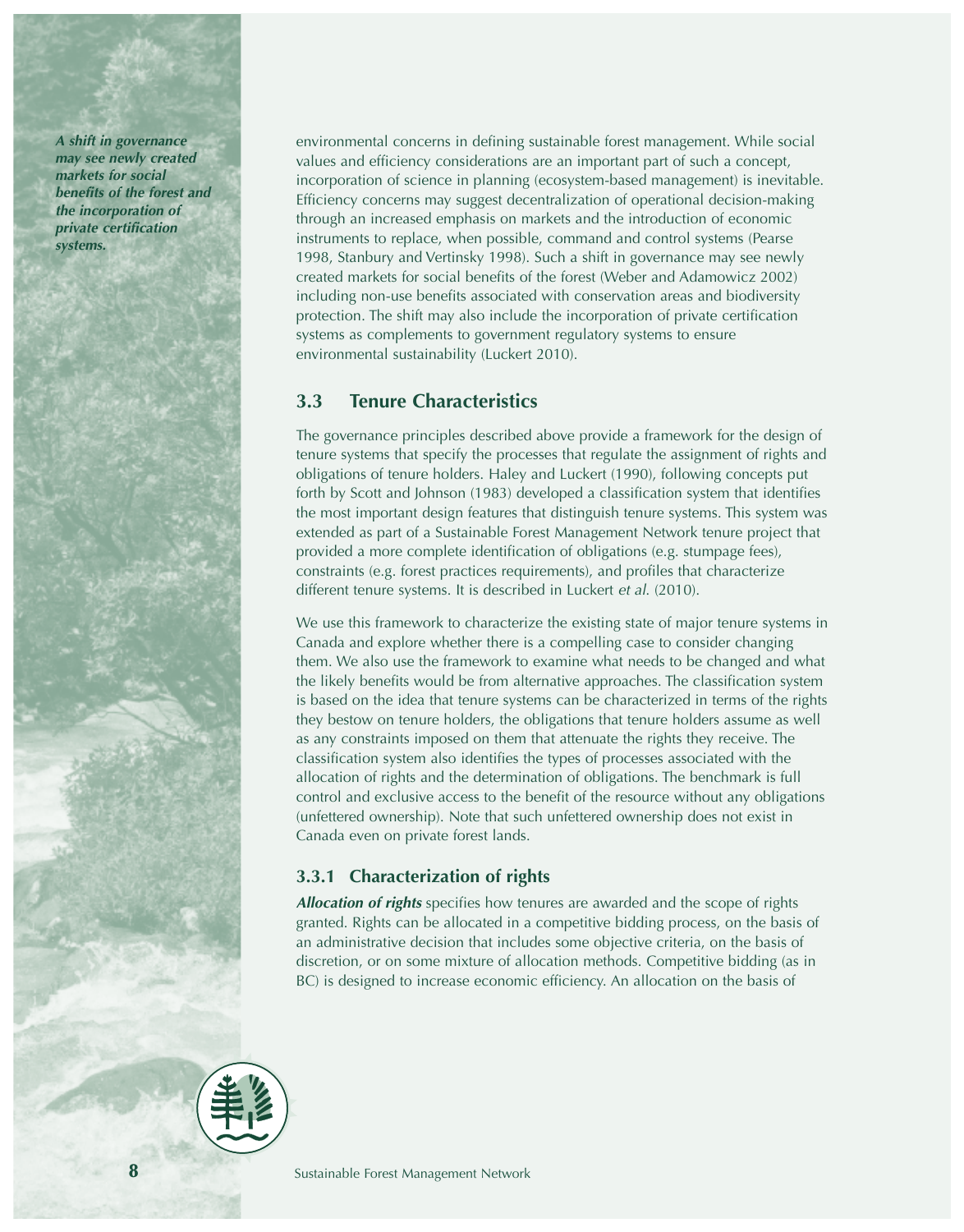*A shift in governance may see newly created markets for social benefits of the forest and the incorporation of private certification systems.*

environmental concerns in defining sustainable forest management. While social values and efficiency considerations are an important part of such a concept, incorporation of science in planning (ecosystem-based management) is inevitable. Efficiency concerns may suggest decentralization of operational decision-making through an increased emphasis on markets and the introduction of economic instruments to replace, when possible, command and control systems (Pearse 1998, Stanbury and Vertinsky 1998). Such a shift in governance may see newly created markets for social benefits of the forest (Weber and Adamowicz 2002) including non-use benefits associated with conservation areas and biodiversity protection. The shift may also include the incorporation of private certification systems as complements to government regulatory systems to ensure environmental sustainability (Luckert 2010).

## 3.3 Tenure Characteristics

The governance principles described above provide a framework for the design of tenure systems that specify the processes that regulate the assignment of rights and obligations of tenure holders. Haley and Luckert (1990), following concepts put forth by Scott and Johnson (1983) developed a classification system that identifies the most important design features that distinguish tenure systems. This system was extended as part of a Sustainable Forest Management Network tenure project that provided a more complete identification of obligations (e.g. stumpage fees), constraints (e.g. forest practices requirements), and profiles that characterize different tenure systems. It is described in Luckert *et al.* (2010).

We use this framework to characterize the existing state of major tenure systems in Canada and explore whether there is a compelling case to consider changing them. We also use the framework to examine what needs to be changed and what the likely benefits would be from alternative approaches. The classification system is based on the idea that tenure systems can be characterized in terms of the rights they bestow on tenure holders, the obligations that tenure holders assume as well as any constraints imposed on them that attenuate the rights they receive. The classification system also identifies the types of processes associated with the allocation of rights and the determination of obligations. The benchmark is full control and exclusive access to the benefit of the resource without any obligations (unfettered ownership). Note that such unfettered ownership does not exist in Canada even on private forest lands.

### 3.3.1 Characterization of rights

***Allocation of rights*** specifies how tenures are awarded and the scope of rights granted. Rights can be allocated in a competitive bidding process, on the basis of an administrative decision that includes some objective criteria, on the basis of discretion, or on some mixture of allocation methods. Competitive bidding (as in BC) is designed to increase economic efficiency. An allocation on the basis of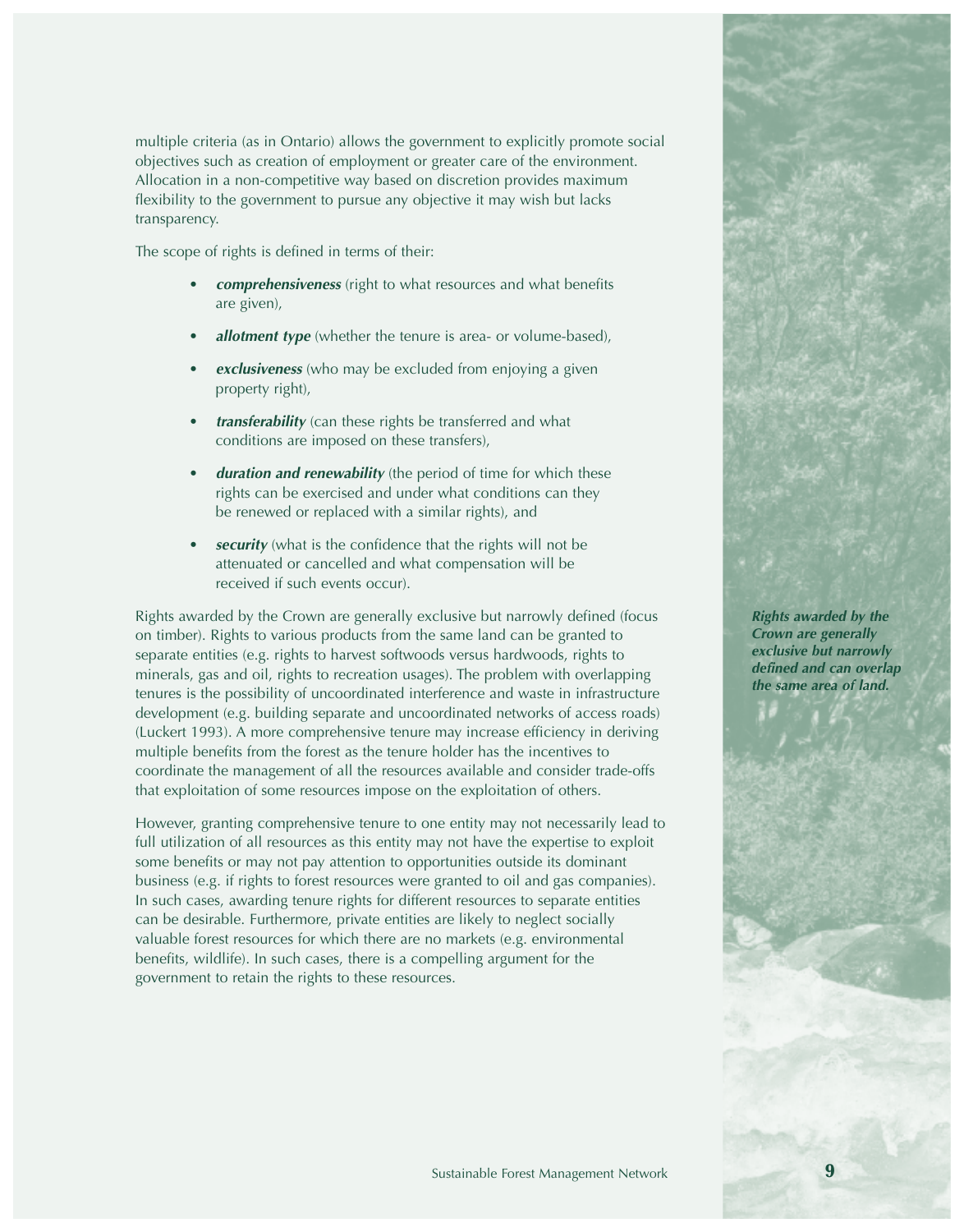multiple criteria (as in Ontario) allows the government to explicitly promote social objectives such as creation of employment or greater care of the environment. Allocation in a non-competitive way based on discretion provides maximum flexibility to the government to pursue any objective it may wish but lacks transparency.

The scope of rights is defined in terms of their:

- ***comprehensiveness*** (right to what resources and what benefits are given),
- ***allotment type*** (whether the tenure is area- or volume-based),
- ***exclusiveness*** (who may be excluded from enjoying a given property right),
- ***transferability*** (can these rights be transferred and what conditions are imposed on these transfers),
- ***duration and renewability*** (the period of time for which these rights can be exercised and under what conditions can they be renewed or replaced with a similar rights), and
- ***security*** (what is the confidence that the rights will not be attenuated or cancelled and what compensation will be received if such events occur).

Rights awarded by the Crown are generally exclusive but narrowly defined (focus on timber). Rights to various products from the same land can be granted to separate entities (e.g. rights to harvest softwoods versus hardwoods, rights to minerals, gas and oil, rights to recreation usages). The problem with overlapping tenures is the possibility of uncoordinated interference and waste in infrastructure development (e.g. building separate and uncoordinated networks of access roads) (Luckert 1993). A more comprehensive tenure may increase efficiency in deriving multiple benefits from the forest as the tenure holder has the incentives to coordinate the management of all the resources available and consider trade-offs that exploitation of some resources impose on the exploitation of others.

***Rights awarded by the Crown are generally exclusive but narrowly defined and can overlap the same area of land.***

However, granting comprehensive tenure to one entity may not necessarily lead to full utilization of all resources as this entity may not have the expertise to exploit some benefits or may not pay attention to opportunities outside its dominant business (e.g. if rights to forest resources were granted to oil and gas companies). In such cases, awarding tenure rights for different resources to separate entities can be desirable. Furthermore, private entities are likely to neglect socially valuable forest resources for which there are no markets (e.g. environmental benefits, wildlife). In such cases, there is a compelling argument for the government to retain the rights to these resources.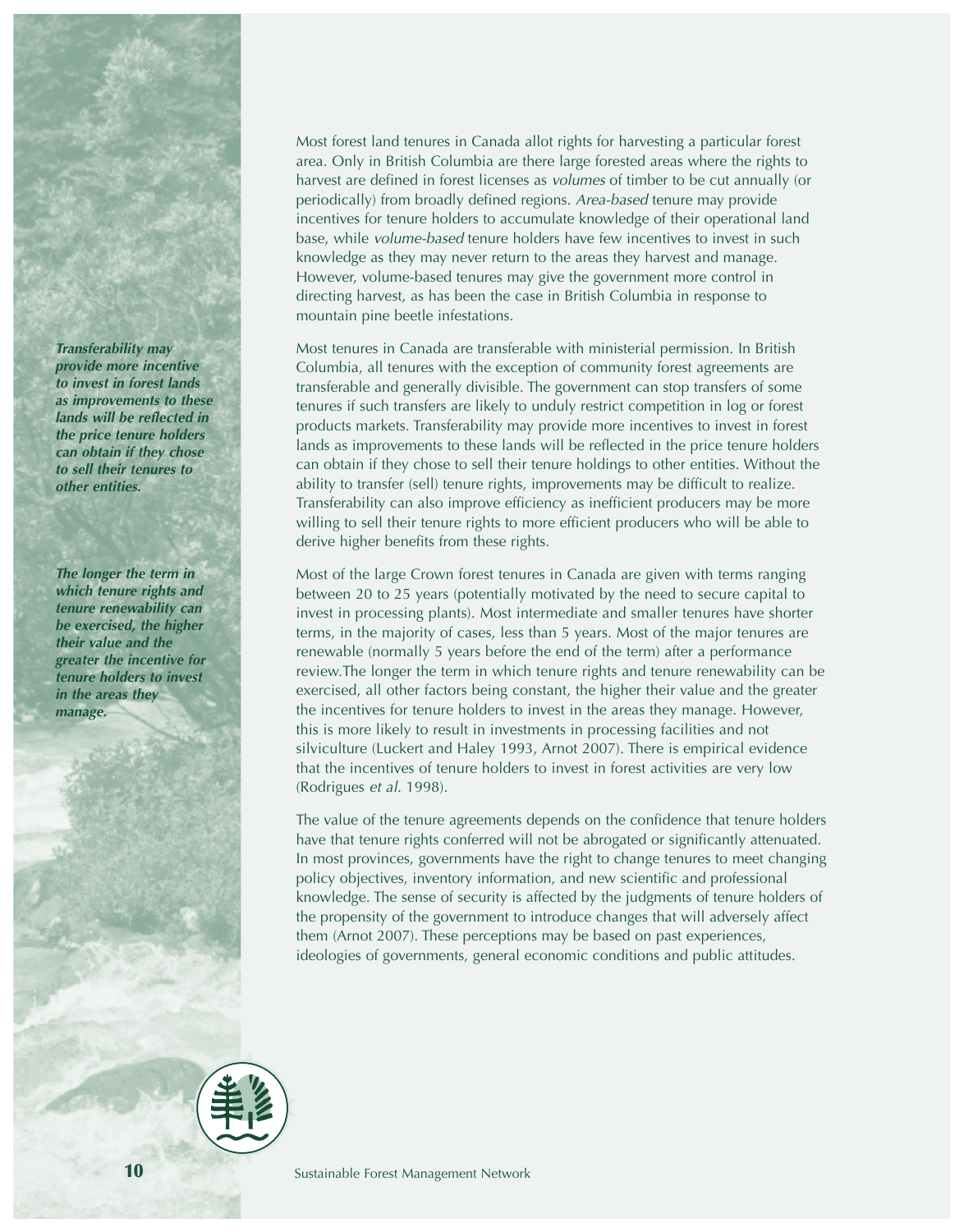*Transferability may provide more incentive to invest in forest lands as improvements to these lands will be reflected in the price tenure holders can obtain if they chose to sell their tenures to other entities.*

*The longer the term in which tenure rights and tenure renewability can be exercised, the higher their value and the greater the incentive for tenure holders to invest in the areas they manage.*

Most forest land tenures in Canada allot rights for harvesting a particular forest area. Only in British Columbia are there large forested areas where the rights to harvest are defined in forest licenses as *volumes* of timber to be cut annually (or periodically) from broadly defined regions. *Area-based* tenure may provide incentives for tenure holders to accumulate knowledge of their operational land base, while *volume-based* tenure holders have few incentives to invest in such knowledge as they may never return to the areas they harvest and manage. However, volume-based tenures may give the government more control in directing harvest, as has been the case in British Columbia in response to mountain pine beetle infestations.

Most tenures in Canada are transferable with ministerial permission. In British Columbia, all tenures with the exception of community forest agreements are transferable and generally divisible. The government can stop transfers of some tenures if such transfers are likely to unduly restrict competition in log or forest products markets. Transferability may provide more incentives to invest in forest lands as improvements to these lands will be reflected in the price tenure holders can obtain if they chose to sell their tenure holdings to other entities. Without the ability to transfer (sell) tenure rights, improvements may be difficult to realize. Transferability can also improve efficiency as inefficient producers may be more willing to sell their tenure rights to more efficient producers who will be able to derive higher benefits from these rights.

Most of the large Crown forest tenures in Canada are given with terms ranging between 20 to 25 years (potentially motivated by the need to secure capital to invest in processing plants). Most intermediate and smaller tenures have shorter terms, in the majority of cases, less than 5 years. Most of the major tenures are renewable (normally 5 years before the end of the term) after a performance review.The longer the term in which tenure rights and tenure renewability can be exercised, all other factors being constant, the higher their value and the greater the incentives for tenure holders to invest in the areas they manage. However, this is more likely to result in investments in processing facilities and not silviculture (Luckert and Haley 1993, Arnot 2007). There is empirical evidence that the incentives of tenure holders to invest in forest activities are very low (Rodrigues *et al.* 1998).

The value of the tenure agreements depends on the confidence that tenure holders have that tenure rights conferred will not be abrogated or significantly attenuated. In most provinces, governments have the right to change tenures to meet changing policy objectives, inventory information, and new scientific and professional knowledge. The sense of security is affected by the judgments of tenure holders of the propensity of the government to introduce changes that will adversely affect them (Arnot 2007). These perceptions may be based on past experiences, ideologies of governments, general economic conditions and public attitudes.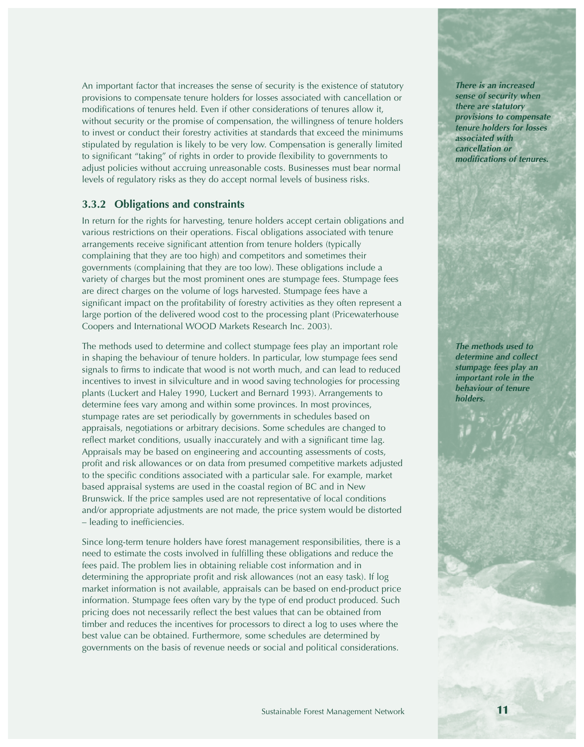An important factor that increases the sense of security is the existence of statutory provisions to compensate tenure holders for losses associated with cancellation or modifications of tenures held. Even if other considerations of tenures allow it, without security or the promise of compensation, the willingness of tenure holders to invest or conduct their forestry activities at standards that exceed the minimums stipulated by regulation is likely to be very low. Compensation is generally limited to significant "taking" of rights in order to provide flexibility to governments to adjust policies without accruing unreasonable costs. Businesses must bear normal levels of regulatory risks as they do accept normal levels of business risks.

***There is an increased sense of security when there are statutory provisions to compensate tenure holders for losses associated with cancellation or modifications of tenures.***

### 3.3.2 Obligations and constraints

In return for the rights for harvesting, tenure holders accept certain obligations and various restrictions on their operations. Fiscal obligations associated with tenure arrangements receive significant attention from tenure holders (typically complaining that they are too high) and competitors and sometimes their governments (complaining that they are too low). These obligations include a variety of charges but the most prominent ones are stumpage fees. Stumpage fees are direct charges on the volume of logs harvested. Stumpage fees have a significant impact on the profitability of forestry activities as they often represent a large portion of the delivered wood cost to the processing plant (Pricewaterhouse Coopers and International WOOD Markets Research Inc. 2003).

The methods used to determine and collect stumpage fees play an important role in shaping the behaviour of tenure holders. In particular, low stumpage fees send signals to firms to indicate that wood is not worth much, and can lead to reduced incentives to invest in silviculture and in wood saving technologies for processing plants (Luckert and Haley 1990, Luckert and Bernard 1993). Arrangements to determine fees vary among and within some provinces. In most provinces, stumpage rates are set periodically by governments in schedules based on appraisals, negotiations or arbitrary decisions. Some schedules are changed to reflect market conditions, usually inaccurately and with a significant time lag. Appraisals may be based on engineering and accounting assessments of costs, profit and risk allowances or on data from presumed competitive markets adjusted to the specific conditions associated with a particular sale. For example, market based appraisal systems are used in the coastal region of BC and in New Brunswick. If the price samples used are not representative of local conditions and/or appropriate adjustments are not made, the price system would be distorted – leading to inefficiencies.

***The methods used to determine and collect stumpage fees play an important role in the behaviour of tenure holders.***

Since long-term tenure holders have forest management responsibilities, there is a need to estimate the costs involved in fulfilling these obligations and reduce the fees paid. The problem lies in obtaining reliable cost information and in determining the appropriate profit and risk allowances (not an easy task). If log market information is not available, appraisals can be based on end-product price information. Stumpage fees often vary by the type of end product produced. Such pricing does not necessarily reflect the best values that can be obtained from timber and reduces the incentives for processors to direct a log to uses where the best value can be obtained. Furthermore, some schedules are determined by governments on the basis of revenue needs or social and political considerations.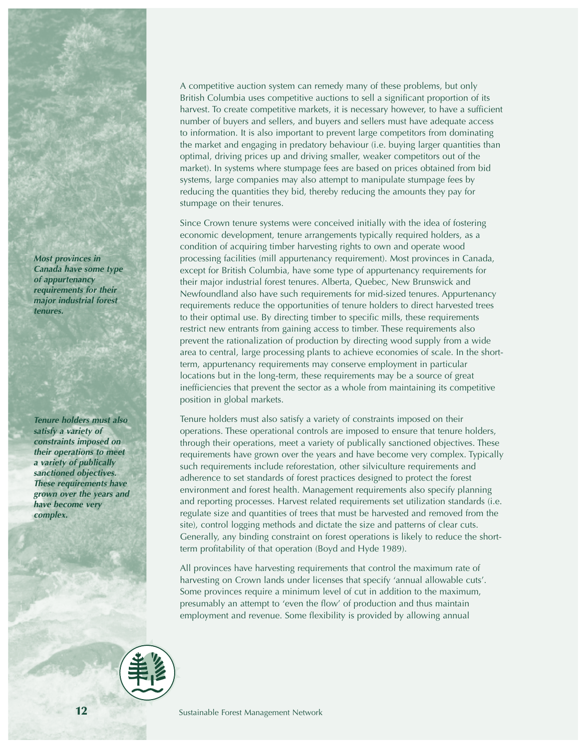*Most provinces in Canada have some type of appurtenancy requirements for their major industrial forest tenures.*

*Tenure holders must also satisfy a variety of constraints imposed on their operations to meet a variety of publically sanctioned objectives. These requirements have grown over the years and have become very complex.*

A competitive auction system can remedy many of these problems, but only British Columbia uses competitive auctions to sell a significant proportion of its harvest. To create competitive markets, it is necessary however, to have a sufficient number of buyers and sellers, and buyers and sellers must have adequate access to information. It is also important to prevent large competitors from dominating the market and engaging in predatory behaviour (i.e. buying larger quantities than optimal, driving prices up and driving smaller, weaker competitors out of the market). In systems where stumpage fees are based on prices obtained from bid systems, large companies may also attempt to manipulate stumpage fees by reducing the quantities they bid, thereby reducing the amounts they pay for stumpage on their tenures.

Since Crown tenure systems were conceived initially with the idea of fostering economic development, tenure arrangements typically required holders, as a condition of acquiring timber harvesting rights to own and operate wood processing facilities (mill appurtenancy requirement). Most provinces in Canada, except for British Columbia, have some type of appurtenancy requirements for their major industrial forest tenures. Alberta, Quebec, New Brunswick and Newfoundland also have such requirements for mid-sized tenures. Appurtenancy requirements reduce the opportunities of tenure holders to direct harvested trees to their optimal use. By directing timber to specific mills, these requirements restrict new entrants from gaining access to timber. These requirements also prevent the rationalization of production by directing wood supply from a wide area to central, large processing plants to achieve economies of scale. In the short-term, appurtenancy requirements may conserve employment in particular locations but in the long-term, these requirements may be a source of great inefficiencies that prevent the sector as a whole from maintaining its competitive position in global markets.

Tenure holders must also satisfy a variety of constraints imposed on their operations. These operational controls are imposed to ensure that tenure holders, through their operations, meet a variety of publically sanctioned objectives. These requirements have grown over the years and have become very complex. Typically such requirements include reforestation, other silviculture requirements and adherence to set standards of forest practices designed to protect the forest environment and forest health. Management requirements also specify planning and reporting processes. Harvest related requirements set utilization standards (i.e. regulate size and quantities of trees that must be harvested and removed from the site), control logging methods and dictate the size and patterns of clear cuts. Generally, any binding constraint on forest operations is likely to reduce the short-term profitability of that operation (Boyd and Hyde 1989).

All provinces have harvesting requirements that control the maximum rate of harvesting on Crown lands under licenses that specify 'annual allowable cuts'. Some provinces require a minimum level of cut in addition to the maximum, presumably an attempt to 'even the flow' of production and thus maintain employment and revenue. Some flexibility is provided by allowing annual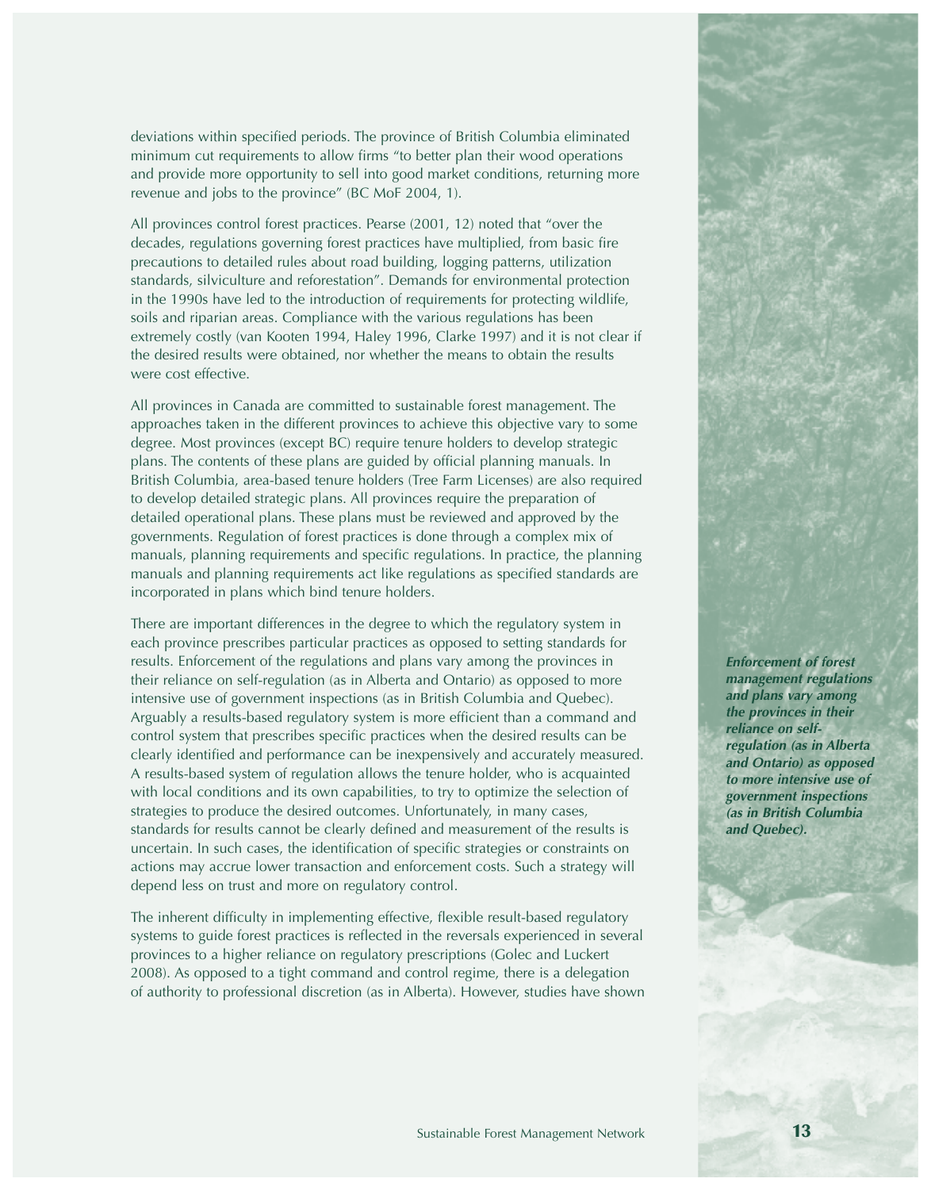deviations within specified periods. The province of British Columbia eliminated minimum cut requirements to allow firms "to better plan their wood operations and provide more opportunity to sell into good market conditions, returning more revenue and jobs to the province" (BC MoF 2004, 1).

All provinces control forest practices. Pearse (2001, 12) noted that "over the decades, regulations governing forest practices have multiplied, from basic fire precautions to detailed rules about road building, logging patterns, utilization standards, silviculture and reforestation". Demands for environmental protection in the 1990s have led to the introduction of requirements for protecting wildlife, soils and riparian areas. Compliance with the various regulations has been extremely costly (van Kooten 1994, Haley 1996, Clarke 1997) and it is not clear if the desired results were obtained, nor whether the means to obtain the results were cost effective.

All provinces in Canada are committed to sustainable forest management. The approaches taken in the different provinces to achieve this objective vary to some degree. Most provinces (except BC) require tenure holders to develop strategic plans. The contents of these plans are guided by official planning manuals. In British Columbia, area-based tenure holders (Tree Farm Licenses) are also required to develop detailed strategic plans. All provinces require the preparation of detailed operational plans. These plans must be reviewed and approved by the governments. Regulation of forest practices is done through a complex mix of manuals, planning requirements and specific regulations. In practice, the planning manuals and planning requirements act like regulations as specified standards are incorporated in plans which bind tenure holders.

There are important differences in the degree to which the regulatory system in each province prescribes particular practices as opposed to setting standards for results. Enforcement of the regulations and plans vary among the provinces in their reliance on self-regulation (as in Alberta and Ontario) as opposed to more intensive use of government inspections (as in British Columbia and Quebec). Arguably a results-based regulatory system is more efficient than a command and control system that prescribes specific practices when the desired results can be clearly identified and performance can be inexpensively and accurately measured. A results-based system of regulation allows the tenure holder, who is acquainted with local conditions and its own capabilities, to try to optimize the selection of strategies to produce the desired outcomes. Unfortunately, in many cases, standards for results cannot be clearly defined and measurement of the results is uncertain. In such cases, the identification of specific strategies or constraints on actions may accrue lower transaction and enforcement costs. Such a strategy will depend less on trust and more on regulatory control.

***Enforcement of forest management regulations and plans vary among the provinces in their reliance on self-regulation (as in Alberta and Ontario) as opposed to more intensive use of government inspections (as in British Columbia and Quebec).***

The inherent difficulty in implementing effective, flexible result-based regulatory systems to guide forest practices is reflected in the reversals experienced in several provinces to a higher reliance on regulatory prescriptions (Golec and Luckert 2008). As opposed to a tight command and control regime, there is a delegation of authority to professional discretion (as in Alberta). However, studies have shown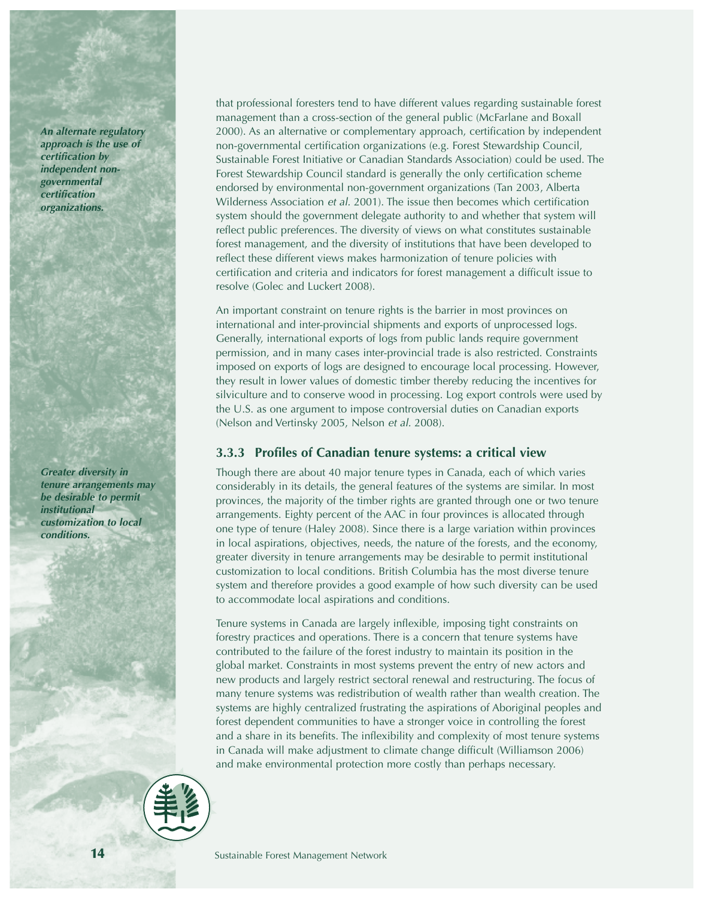*An alternate regulatory approach is the use of certification by independent non-governmental certification organizations.*

that professional foresters tend to have different values regarding sustainable forest management than a cross-section of the general public (McFarlane and Boxall 2000). As an alternative or complementary approach, certification by independent non-governmental certification organizations (e.g. Forest Stewardship Council, Sustainable Forest Initiative or Canadian Standards Association) could be used. The Forest Stewardship Council standard is generally the only certification scheme endorsed by environmental non-government organizations (Tan 2003, Alberta Wilderness Association *et al.* 2001). The issue then becomes which certification system should the government delegate authority to and whether that system will reflect public preferences. The diversity of views on what constitutes sustainable forest management, and the diversity of institutions that have been developed to reflect these different views makes harmonization of tenure policies with certification and criteria and indicators for forest management a difficult issue to resolve (Golec and Luckert 2008).

An important constraint on tenure rights is the barrier in most provinces on international and inter-provincial shipments and exports of unprocessed logs. Generally, international exports of logs from public lands require government permission, and in many cases inter-provincial trade is also restricted. Constraints imposed on exports of logs are designed to encourage local processing. However, they result in lower values of domestic timber thereby reducing the incentives for silviculture and to conserve wood in processing. Log export controls were used by the U.S. as one argument to impose controversial duties on Canadian exports (Nelson and Vertinsky 2005, Nelson *et al.* 2008).

### 3.3.3 Profiles of Canadian tenure systems: a critical view

*Greater diversity in tenure arrangements may be desirable to permit institutional customization to local conditions.*

Though there are about 40 major tenure types in Canada, each of which varies considerably in its details, the general features of the systems are similar. In most provinces, the majority of the timber rights are granted through one or two tenure arrangements. Eighty percent of the AAC in four provinces is allocated through one type of tenure (Haley 2008). Since there is a large variation within provinces in local aspirations, objectives, needs, the nature of the forests, and the economy, greater diversity in tenure arrangements may be desirable to permit institutional customization to local conditions. British Columbia has the most diverse tenure system and therefore provides a good example of how such diversity can be used to accommodate local aspirations and conditions.

Tenure systems in Canada are largely inflexible, imposing tight constraints on forestry practices and operations. There is a concern that tenure systems have contributed to the failure of the forest industry to maintain its position in the global market. Constraints in most systems prevent the entry of new actors and new products and largely restrict sectoral renewal and restructuring. The focus of many tenure systems was redistribution of wealth rather than wealth creation. The systems are highly centralized frustrating the aspirations of Aboriginal peoples and forest dependent communities to have a stronger voice in controlling the forest and a share in its benefits. The inflexibility and complexity of most tenure systems in Canada will make adjustment to climate change difficult (Williamson 2006) and make environmental protection more costly than perhaps necessary.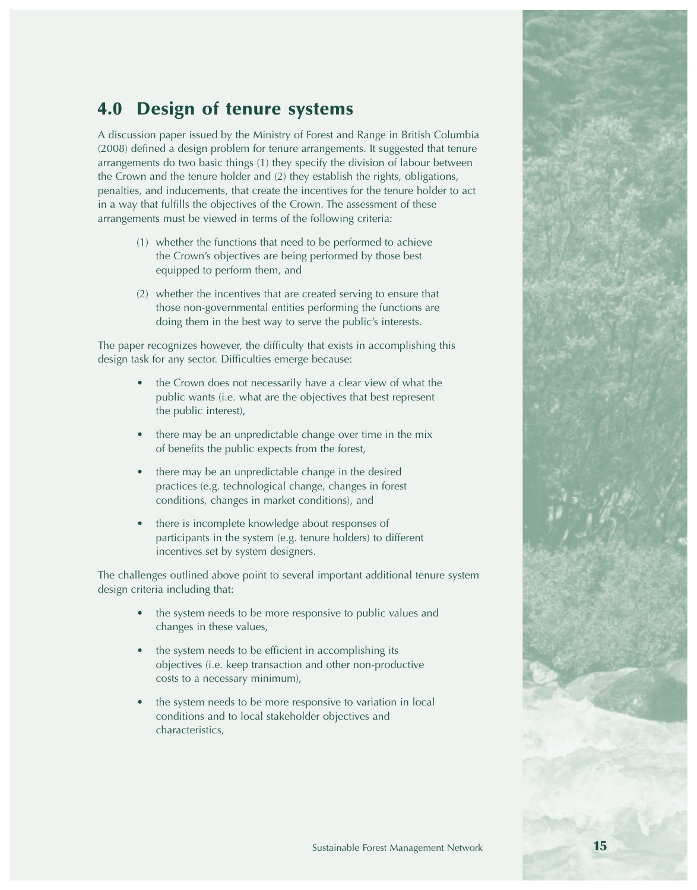## 4.0 Design of tenure systems

A discussion paper issued by the Ministry of Forest and Range in British Columbia (2008) defined a design problem for tenure arrangements. It suggested that tenure arrangements do two basic things (1) they specify the division of labour between the Crown and the tenure holder and (2) they establish the rights, obligations, penalties, and inducements, that create the incentives for the tenure holder to act in a way that fulfills the objectives of the Crown. The assessment of these arrangements must be viewed in terms of the following criteria:

(1) whether the functions that need to be performed to achieve the Crown's objectives are being performed by those best equipped to perform them, and

(2) whether the incentives that are created serving to ensure that those non-governmental entities performing the functions are doing them in the best way to serve the public's interests.

The paper recognizes however, the difficulty that exists in accomplishing this design task for any sector. Difficulties emerge because:

- the Crown does not necessarily have a clear view of what the public wants (i.e. what are the objectives that best represent the public interest),
- there may be an unpredictable change over time in the mix of benefits the public expects from the forest,
- there may be an unpredictable change in the desired practices (e.g. technological change, changes in forest conditions, changes in market conditions), and
- there is incomplete knowledge about responses of participants in the system (e.g. tenure holders) to different incentives set by system designers.

The challenges outlined above point to several important additional tenure system design criteria including that:

- the system needs to be more responsive to public values and changes in these values,
- the system needs to be efficient in accomplishing its objectives (i.e. keep transaction and other non-productive costs to a necessary minimum),
- the system needs to be more responsive to variation in local conditions and to local stakeholder objectives and characteristics,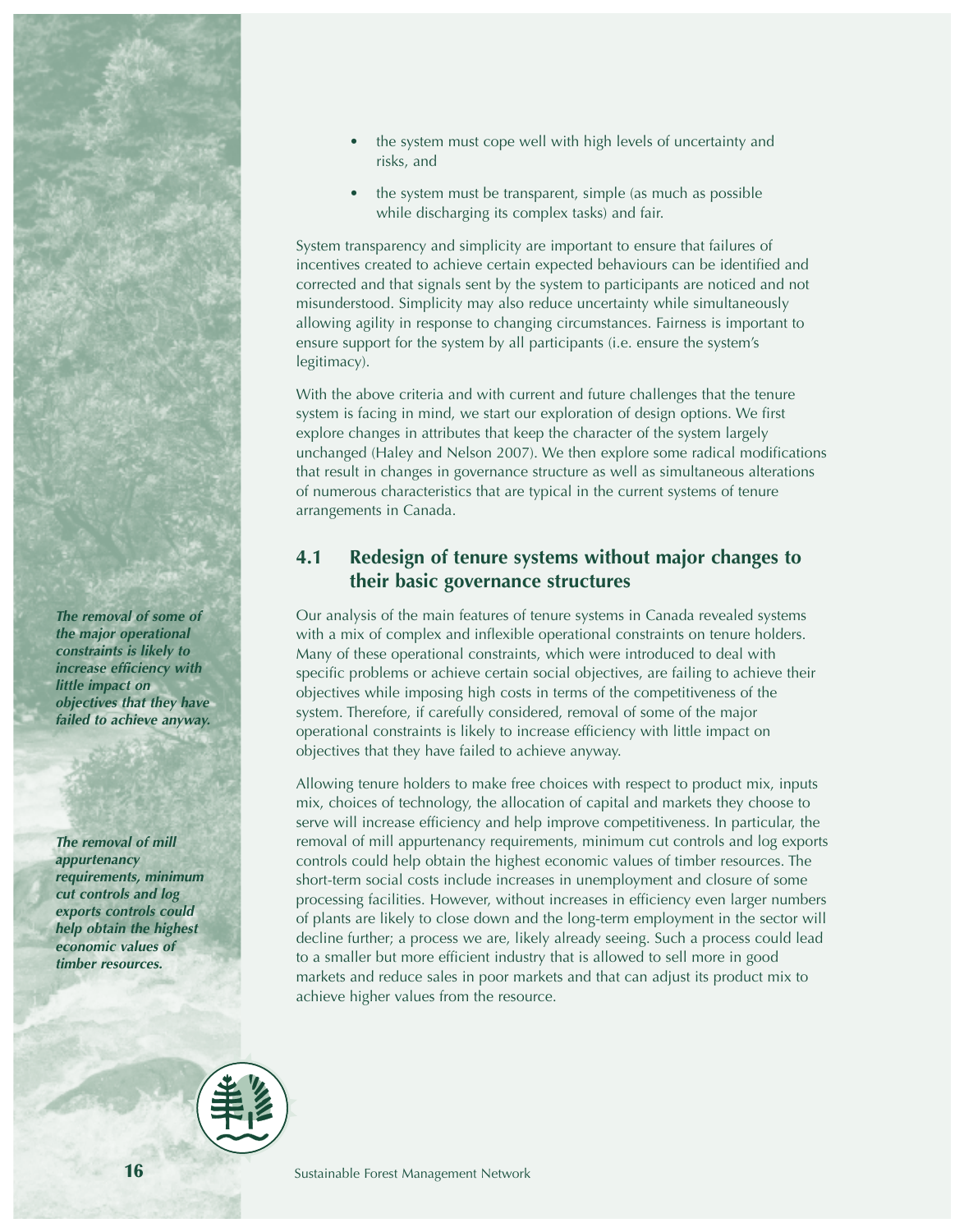- the system must cope well with high levels of uncertainty and risks, and
- the system must be transparent, simple (as much as possible while discharging its complex tasks) and fair.

System transparency and simplicity are important to ensure that failures of incentives created to achieve certain expected behaviours can be identified and corrected and that signals sent by the system to participants are noticed and not misunderstood. Simplicity may also reduce uncertainty while simultaneously allowing agility in response to changing circumstances. Fairness is important to ensure support for the system by all participants (i.e. ensure the system's legitimacy).

With the above criteria and with current and future challenges that the tenure system is facing in mind, we start our exploration of design options. We first explore changes in attributes that keep the character of the system largely unchanged (Haley and Nelson 2007). We then explore some radical modifications that result in changes in governance structure as well as simultaneous alterations of numerous characteristics that are typical in the current systems of tenure arrangements in Canada.

## 4.1 Redesign of tenure systems without major changes to their basic governance structures

*The removal of some of the major operational constraints is likely to increase efficiency with little impact on objectives that they have failed to achieve anyway.*

Our analysis of the main features of tenure systems in Canada revealed systems with a mix of complex and inflexible operational constraints on tenure holders. Many of these operational constraints, which were introduced to deal with specific problems or achieve certain social objectives, are failing to achieve their objectives while imposing high costs in terms of the competitiveness of the system. Therefore, if carefully considered, removal of some of the major operational constraints is likely to increase efficiency with little impact on objectives that they have failed to achieve anyway.

*The removal of mill appurtenancy requirements, minimum cut controls and log exports controls could help obtain the highest economic values of timber resources.*

Allowing tenure holders to make free choices with respect to product mix, inputs mix, choices of technology, the allocation of capital and markets they choose to serve will increase efficiency and help improve competitiveness. In particular, the removal of mill appurtenancy requirements, minimum cut controls and log exports controls could help obtain the highest economic values of timber resources. The short-term social costs include increases in unemployment and closure of some processing facilities. However, without increases in efficiency even larger numbers of plants are likely to close down and the long-term employment in the sector will decline further; a process we are, likely already seeing. Such a process could lead to a smaller but more efficient industry that is allowed to sell more in good markets and reduce sales in poor markets and that can adjust its product mix to achieve higher values from the resource.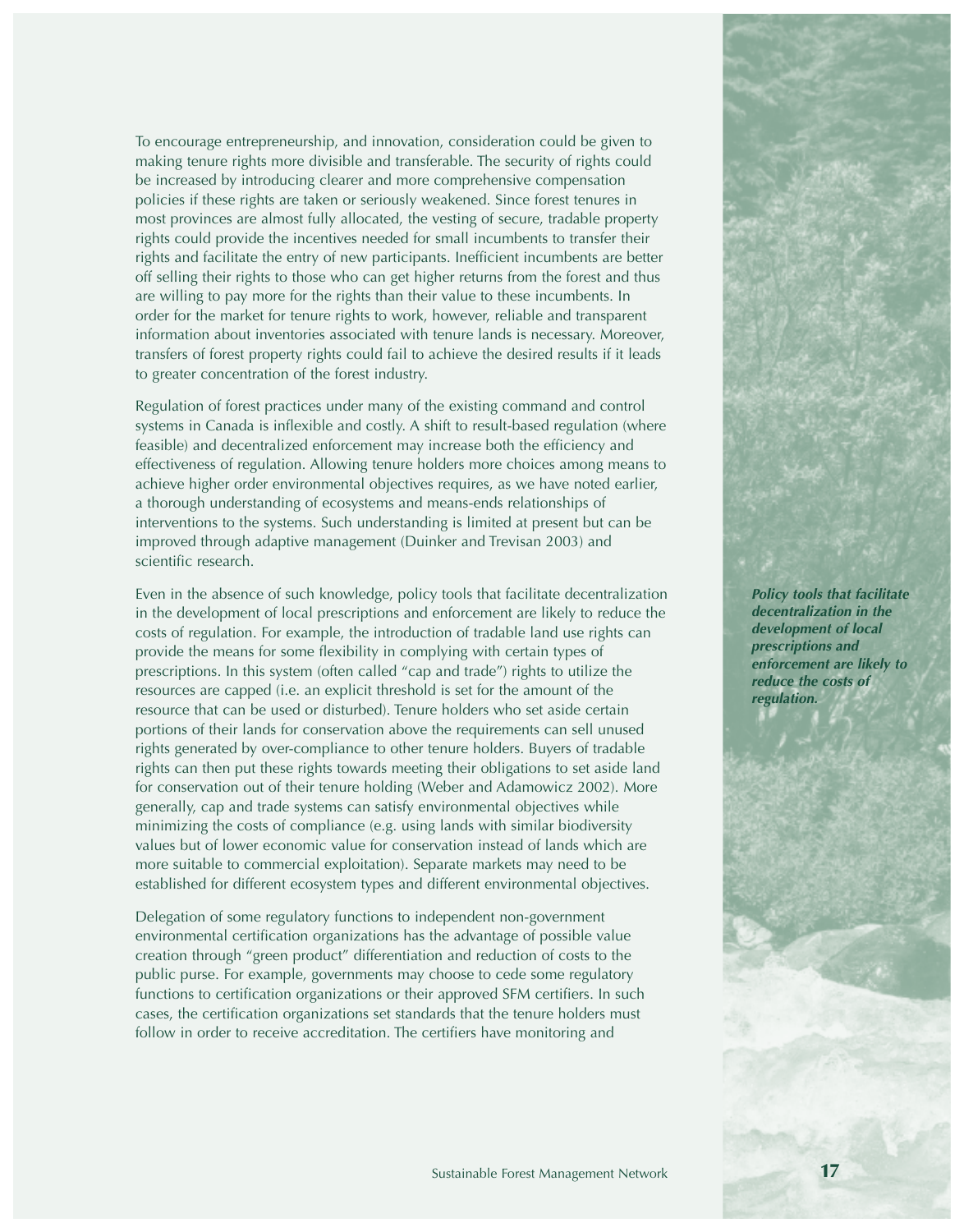To encourage entrepreneurship, and innovation, consideration could be given to making tenure rights more divisible and transferable. The security of rights could be increased by introducing clearer and more comprehensive compensation policies if these rights are taken or seriously weakened. Since forest tenures in most provinces are almost fully allocated, the vesting of secure, tradable property rights could provide the incentives needed for small incumbents to transfer their rights and facilitate the entry of new participants. Inefficient incumbents are better off selling their rights to those who can get higher returns from the forest and thus are willing to pay more for the rights than their value to these incumbents. In order for the market for tenure rights to work, however, reliable and transparent information about inventories associated with tenure lands is necessary. Moreover, transfers of forest property rights could fail to achieve the desired results if it leads to greater concentration of the forest industry.

Regulation of forest practices under many of the existing command and control systems in Canada is inflexible and costly. A shift to result-based regulation (where feasible) and decentralized enforcement may increase both the efficiency and effectiveness of regulation. Allowing tenure holders more choices among means to achieve higher order environmental objectives requires, as we have noted earlier, a thorough understanding of ecosystems and means-ends relationships of interventions to the systems. Such understanding is limited at present but can be improved through adaptive management (Duinker and Trevisan 2003) and scientific research.

Even in the absence of such knowledge, policy tools that facilitate decentralization in the development of local prescriptions and enforcement are likely to reduce the costs of regulation. For example, the introduction of tradable land use rights can provide the means for some flexibility in complying with certain types of prescriptions. In this system (often called "cap and trade") rights to utilize the resources are capped (i.e. an explicit threshold is set for the amount of the resource that can be used or disturbed). Tenure holders who set aside certain portions of their lands for conservation above the requirements can sell unused rights generated by over-compliance to other tenure holders. Buyers of tradable rights can then put these rights towards meeting their obligations to set aside land for conservation out of their tenure holding (Weber and Adamowicz 2002). More generally, cap and trade systems can satisfy environmental objectives while minimizing the costs of compliance (e.g. using lands with similar biodiversity values but of lower economic value for conservation instead of lands which are more suitable to commercial exploitation). Separate markets may need to be established for different ecosystem types and different environmental objectives.

***Policy tools that facilitate decentralization in the development of local prescriptions and enforcement are likely to reduce the costs of regulation.***

Delegation of some regulatory functions to independent non-government environmental certification organizations has the advantage of possible value creation through "green product" differentiation and reduction of costs to the public purse. For example, governments may choose to cede some regulatory functions to certification organizations or their approved SFM certifiers. In such cases, the certification organizations set standards that the tenure holders must follow in order to receive accreditation. The certifiers have monitoring and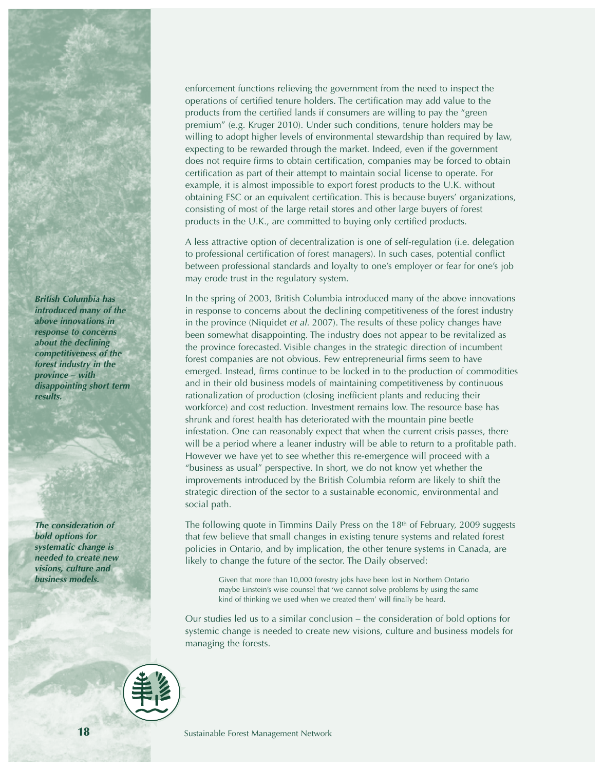enforcement functions relieving the government from the need to inspect the operations of certified tenure holders. The certification may add value to the products from the certified lands if consumers are willing to pay the "green premium" (e.g. Kruger 2010). Under such conditions, tenure holders may be willing to adopt higher levels of environmental stewardship than required by law, expecting to be rewarded through the market. Indeed, even if the government does not require firms to obtain certification, companies may be forced to obtain certification as part of their attempt to maintain social license to operate. For example, it is almost impossible to export forest products to the U.K. without obtaining FSC or an equivalent certification. This is because buyers' organizations, consisting of most of the large retail stores and other large buyers of forest products in the U.K., are committed to buying only certified products.

A less attractive option of decentralization is one of self-regulation (i.e. delegation to professional certification of forest managers). In such cases, potential conflict between professional standards and loyalty to one's employer or fear for one's job may erode trust in the regulatory system.

***British Columbia has introduced many of the above innovations in response to concerns about the declining competitiveness of the forest industry in the province – with disappointing short term results.***

In the spring of 2003, British Columbia introduced many of the above innovations in response to concerns about the declining competitiveness of the forest industry in the province (Niquidet *et al.* 2007). The results of these policy changes have been somewhat disappointing. The industry does not appear to be revitalized as the province forecasted. Visible changes in the strategic direction of incumbent forest companies are not obvious. Few entrepreneurial firms seem to have emerged. Instead, firms continue to be locked in to the production of commodities and in their old business models of maintaining competitiveness by continuous rationalization of production (closing inefficient plants and reducing their workforce) and cost reduction. Investment remains low. The resource base has shrunk and forest health has deteriorated with the mountain pine beetle infestation. One can reasonably expect that when the current crisis passes, there will be a period where a leaner industry will be able to return to a profitable path. However we have yet to see whether this re-emergence will proceed with a "business as usual" perspective. In short, we do not know yet whether the improvements introduced by the British Columbia reform are likely to shift the strategic direction of the sector to a sustainable economic, environmental and social path.

***The consideration of bold options for systematic change is needed to create new visions, culture and business models.***

The following quote in Timmins Daily Press on the 18th of February, 2009 suggests that few believe that small changes in existing tenure systems and related forest policies in Ontario, and by implication, the other tenure systems in Canada, are likely to change the future of the sector. The Daily observed:

> Given that more than 10,000 forestry jobs have been lost in Northern Ontario maybe Einstein's wise counsel that 'we cannot solve problems by using the same kind of thinking we used when we created them' will finally be heard.

Our studies led us to a similar conclusion – the consideration of bold options for systemic change is needed to create new visions, culture and business models for managing the forests.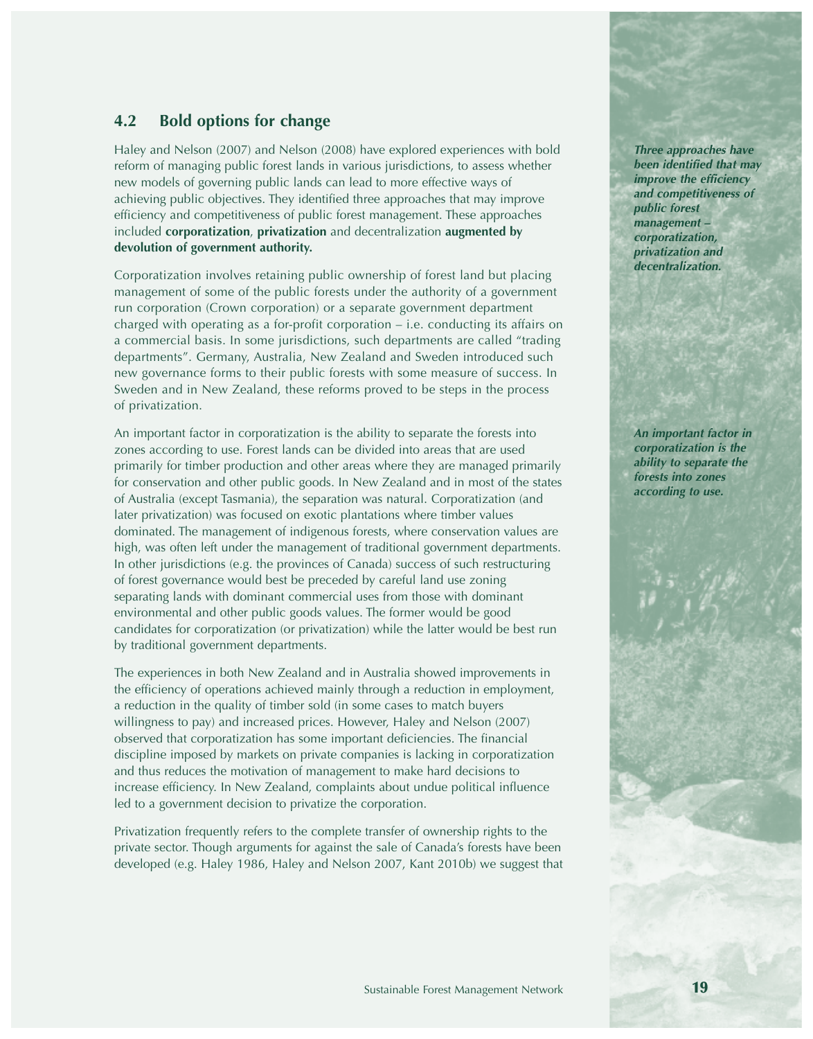## 4.2 Bold options for change

Haley and Nelson (2007) and Nelson (2008) have explored experiences with bold reform of managing public forest lands in various jurisdictions, to assess whether new models of governing public lands can lead to more effective ways of achieving public objectives. They identified three approaches that may improve efficiency and competitiveness of public forest management. These approaches included **corporatization**, **privatization** and decentralization **augmented by devolution of government authority.**

***Three approaches have been identified that may improve the efficiency and competitiveness of public forest management – corporatization, privatization and decentralization.***

Corporatization involves retaining public ownership of forest land but placing management of some of the public forests under the authority of a government run corporation (Crown corporation) or a separate government department charged with operating as a for-profit corporation – i.e. conducting its affairs on a commercial basis. In some jurisdictions, such departments are called "trading departments". Germany, Australia, New Zealand and Sweden introduced such new governance forms to their public forests with some measure of success. In Sweden and in New Zealand, these reforms proved to be steps in the process of privatization.

An important factor in corporatization is the ability to separate the forests into zones according to use. Forest lands can be divided into areas that are used primarily for timber production and other areas where they are managed primarily for conservation and other public goods. In New Zealand and in most of the states of Australia (except Tasmania), the separation was natural. Corporatization (and later privatization) was focused on exotic plantations where timber values dominated. The management of indigenous forests, where conservation values are high, was often left under the management of traditional government departments. In other jurisdictions (e.g. the provinces of Canada) success of such restructuring of forest governance would best be preceded by careful land use zoning separating lands with dominant commercial uses from those with dominant environmental and other public goods values. The former would be good candidates for corporatization (or privatization) while the latter would be best run by traditional government departments.

***An important factor in corporatization is the ability to separate the forests into zones according to use.***

The experiences in both New Zealand and in Australia showed improvements in the efficiency of operations achieved mainly through a reduction in employment, a reduction in the quality of timber sold (in some cases to match buyers willingness to pay) and increased prices. However, Haley and Nelson (2007) observed that corporatization has some important deficiencies. The financial discipline imposed by markets on private companies is lacking in corporatization and thus reduces the motivation of management to make hard decisions to increase efficiency. In New Zealand, complaints about undue political influence led to a government decision to privatize the corporation.

Privatization frequently refers to the complete transfer of ownership rights to the private sector. Though arguments for against the sale of Canada's forests have been developed (e.g. Haley 1986, Haley and Nelson 2007, Kant 2010b) we suggest that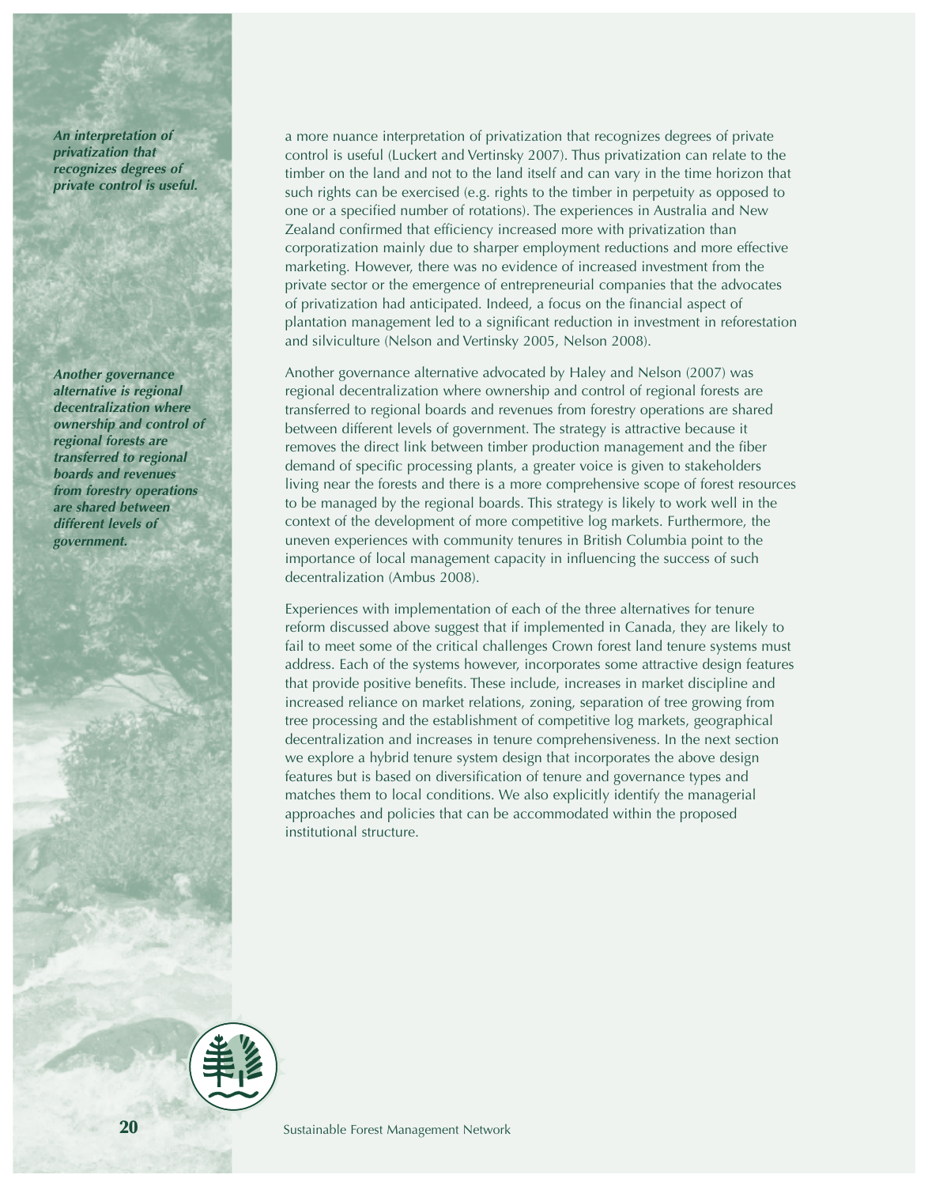*An interpretation of privatization that recognizes degrees of private control is useful.*

a more nuance interpretation of privatization that recognizes degrees of private control is useful (Luckert and Vertinsky 2007). Thus privatization can relate to the timber on the land and not to the land itself and can vary in the time horizon that such rights can be exercised (e.g. rights to the timber in perpetuity as opposed to one or a specified number of rotations). The experiences in Australia and New Zealand confirmed that efficiency increased more with privatization than corporatization mainly due to sharper employment reductions and more effective marketing. However, there was no evidence of increased investment from the private sector or the emergence of entrepreneurial companies that the advocates of privatization had anticipated. Indeed, a focus on the financial aspect of plantation management led to a significant reduction in investment in reforestation and silviculture (Nelson and Vertinsky 2005, Nelson 2008).

*Another governance alternative is regional decentralization where ownership and control of regional forests are transferred to regional boards and revenues from forestry operations are shared between different levels of government.*

Another governance alternative advocated by Haley and Nelson (2007) was regional decentralization where ownership and control of regional forests are transferred to regional boards and revenues from forestry operations are shared between different levels of government. The strategy is attractive because it removes the direct link between timber production management and the fiber demand of specific processing plants, a greater voice is given to stakeholders living near the forests and there is a more comprehensive scope of forest resources to be managed by the regional boards. This strategy is likely to work well in the context of the development of more competitive log markets. Furthermore, the uneven experiences with community tenures in British Columbia point to the importance of local management capacity in influencing the success of such decentralization (Ambus 2008).

Experiences with implementation of each of the three alternatives for tenure reform discussed above suggest that if implemented in Canada, they are likely to fail to meet some of the critical challenges Crown forest land tenure systems must address. Each of the systems however, incorporates some attractive design features that provide positive benefits. These include, increases in market discipline and increased reliance on market relations, zoning, separation of tree growing from tree processing and the establishment of competitive log markets, geographical decentralization and increases in tenure comprehensiveness. In the next section we explore a hybrid tenure system design that incorporates the above design features but is based on diversification of tenure and governance types and matches them to local conditions. We also explicitly identify the managerial approaches and policies that can be accommodated within the proposed institutional structure.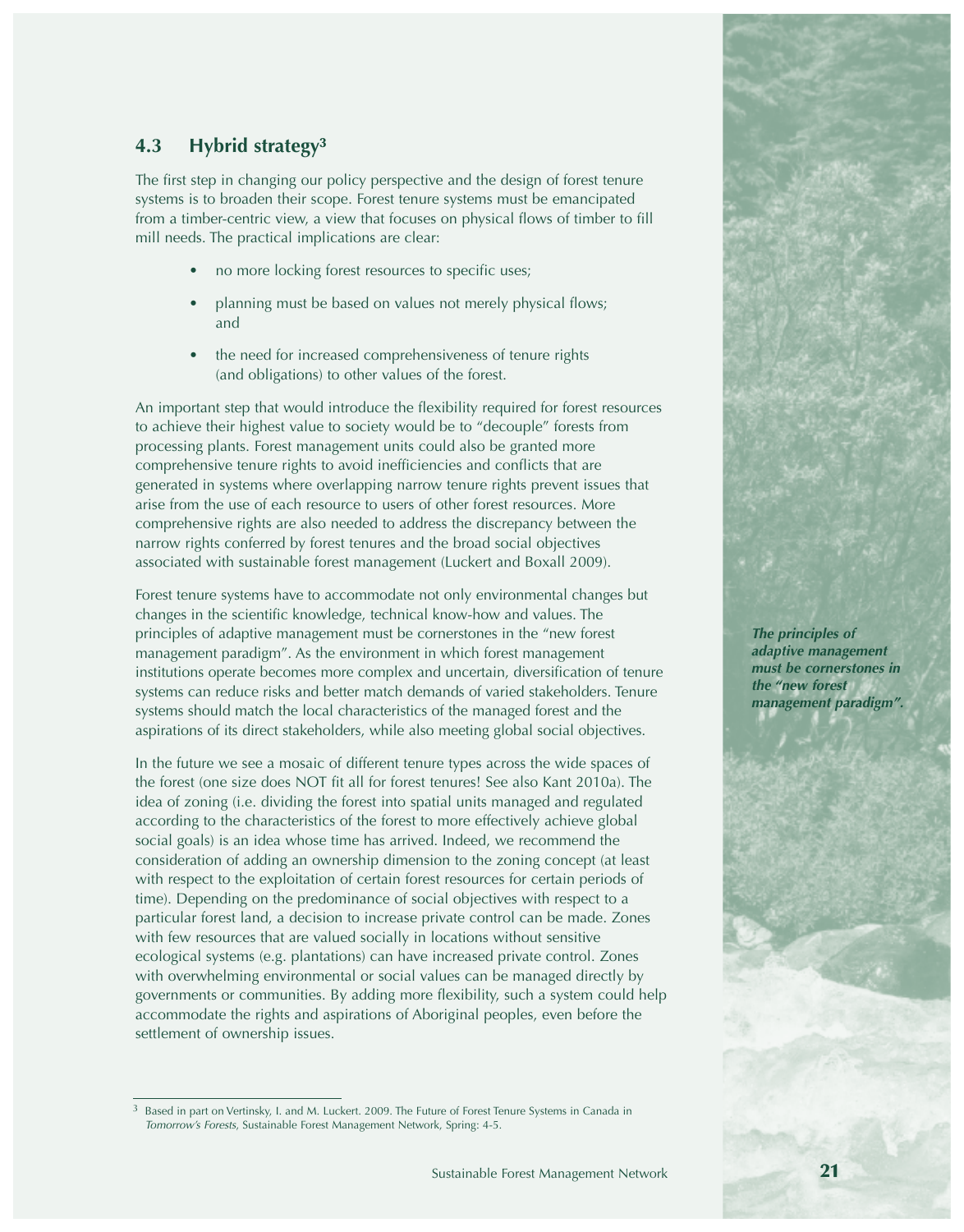## 4.3 Hybrid strategy[3]

The first step in changing our policy perspective and the design of forest tenure systems is to broaden their scope. Forest tenure systems must be emancipated from a timber-centric view, a view that focuses on physical flows of timber to fill mill needs. The practical implications are clear:

- no more locking forest resources to specific uses;
- planning must be based on values not merely physical flows; and
- the need for increased comprehensiveness of tenure rights (and obligations) to other values of the forest.

An important step that would introduce the flexibility required for forest resources to achieve their highest value to society would be to "decouple" forests from processing plants. Forest management units could also be granted more comprehensive tenure rights to avoid inefficiencies and conflicts that are generated in systems where overlapping narrow tenure rights prevent issues that arise from the use of each resource to users of other forest resources. More comprehensive rights are also needed to address the discrepancy between the narrow rights conferred by forest tenures and the broad social objectives associated with sustainable forest management (Luckert and Boxall 2009).

Forest tenure systems have to accommodate not only environmental changes but changes in the scientific knowledge, technical know-how and values. The principles of adaptive management must be cornerstones in the "new forest management paradigm". As the environment in which forest management institutions operate becomes more complex and uncertain, diversification of tenure systems can reduce risks and better match demands of varied stakeholders. Tenure systems should match the local characteristics of the managed forest and the aspirations of its direct stakeholders, while also meeting global social objectives.

***The principles of adaptive management must be cornerstones in the "new forest management paradigm".***

In the future we see a mosaic of different tenure types across the wide spaces of the forest (one size does NOT fit all for forest tenures! See also Kant 2010a). The idea of zoning (i.e. dividing the forest into spatial units managed and regulated according to the characteristics of the forest to more effectively achieve global social goals) is an idea whose time has arrived. Indeed, we recommend the consideration of adding an ownership dimension to the zoning concept (at least with respect to the exploitation of certain forest resources for certain periods of time). Depending on the predominance of social objectives with respect to a particular forest land, a decision to increase private control can be made. Zones with few resources that are valued socially in locations without sensitive ecological systems (e.g. plantations) can have increased private control. Zones with overwhelming environmental or social values can be managed directly by governments or communities. By adding more flexibility, such a system could help accommodate the rights and aspirations of Aboriginal peoples, even before the settlement of ownership issues.

---

[3] Based in part on Vertinsky, I. and M. Luckert. 2009. The Future of Forest Tenure Systems in Canada in *Tomorrow's Forests*, Sustainable Forest Management Network, Spring: 4-5.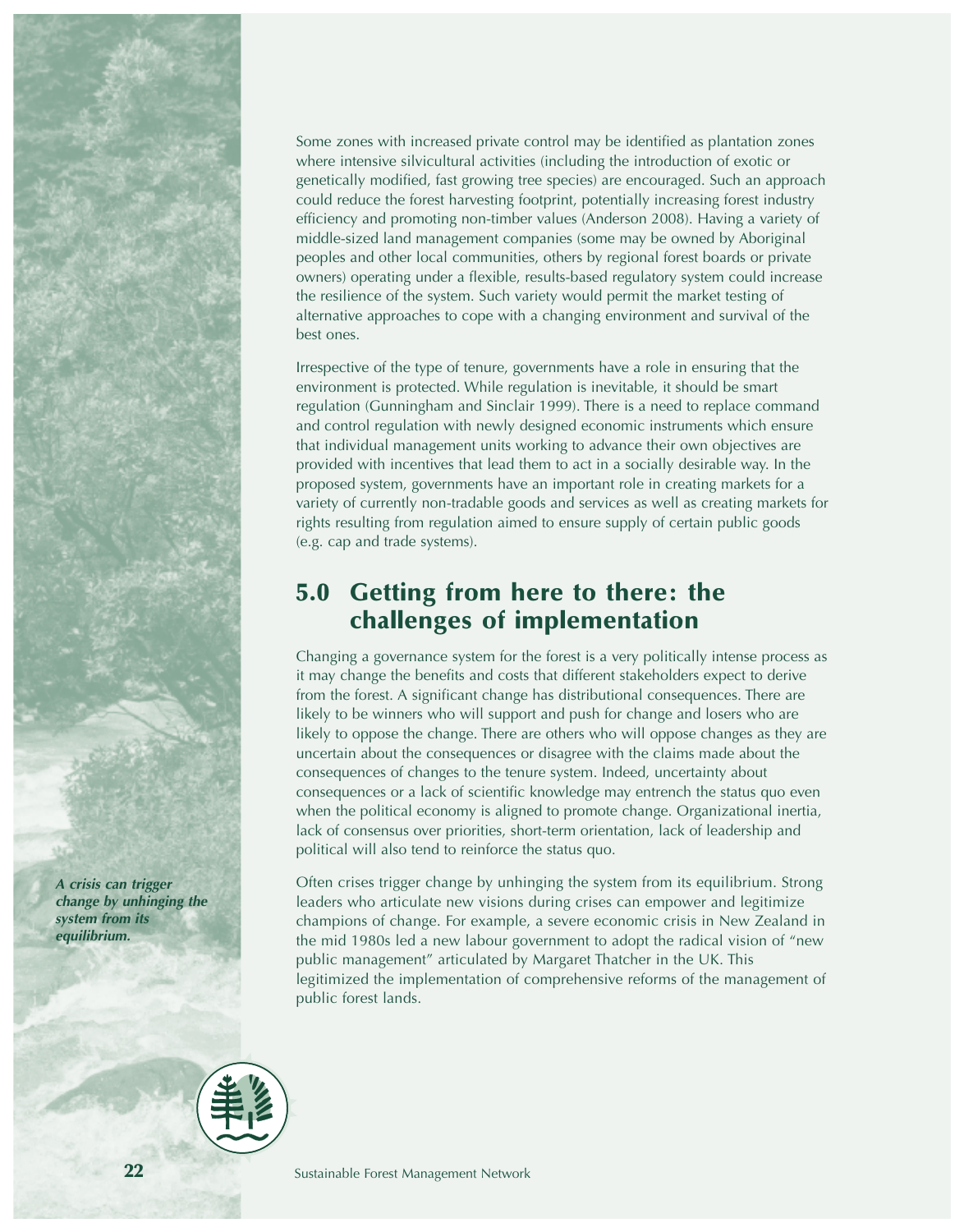Some zones with increased private control may be identified as plantation zones where intensive silvicultural activities (including the introduction of exotic or genetically modified, fast growing tree species) are encouraged. Such an approach could reduce the forest harvesting footprint, potentially increasing forest industry efficiency and promoting non-timber values (Anderson 2008). Having a variety of middle-sized land management companies (some may be owned by Aboriginal peoples and other local communities, others by regional forest boards or private owners) operating under a flexible, results-based regulatory system could increase the resilience of the system. Such variety would permit the market testing of alternative approaches to cope with a changing environment and survival of the best ones.

Irrespective of the type of tenure, governments have a role in ensuring that the environment is protected. While regulation is inevitable, it should be smart regulation (Gunningham and Sinclair 1999). There is a need to replace command and control regulation with newly designed economic instruments which ensure that individual management units working to advance their own objectives are provided with incentives that lead them to act in a socially desirable way. In the proposed system, governments have an important role in creating markets for a variety of currently non-tradable goods and services as well as creating markets for rights resulting from regulation aimed to ensure supply of certain public goods (e.g. cap and trade systems).

## 5.0 Getting from here to there: the challenges of implementation

Changing a governance system for the forest is a very politically intense process as it may change the benefits and costs that different stakeholders expect to derive from the forest. A significant change has distributional consequences. There are likely to be winners who will support and push for change and losers who are likely to oppose the change. There are others who will oppose changes as they are uncertain about the consequences or disagree with the claims made about the consequences of changes to the tenure system. Indeed, uncertainty about consequences or a lack of scientific knowledge may entrench the status quo even when the political economy is aligned to promote change. Organizational inertia, lack of consensus over priorities, short-term orientation, lack of leadership and political will also tend to reinforce the status quo.

***A crisis can trigger change by unhinging the system from its equilibrium.***

Often crises trigger change by unhinging the system from its equilibrium. Strong leaders who articulate new visions during crises can empower and legitimize champions of change. For example, a severe economic crisis in New Zealand in the mid 1980s led a new labour government to adopt the radical vision of "new public management" articulated by Margaret Thatcher in the UK. This legitimized the implementation of comprehensive reforms of the management of public forest lands.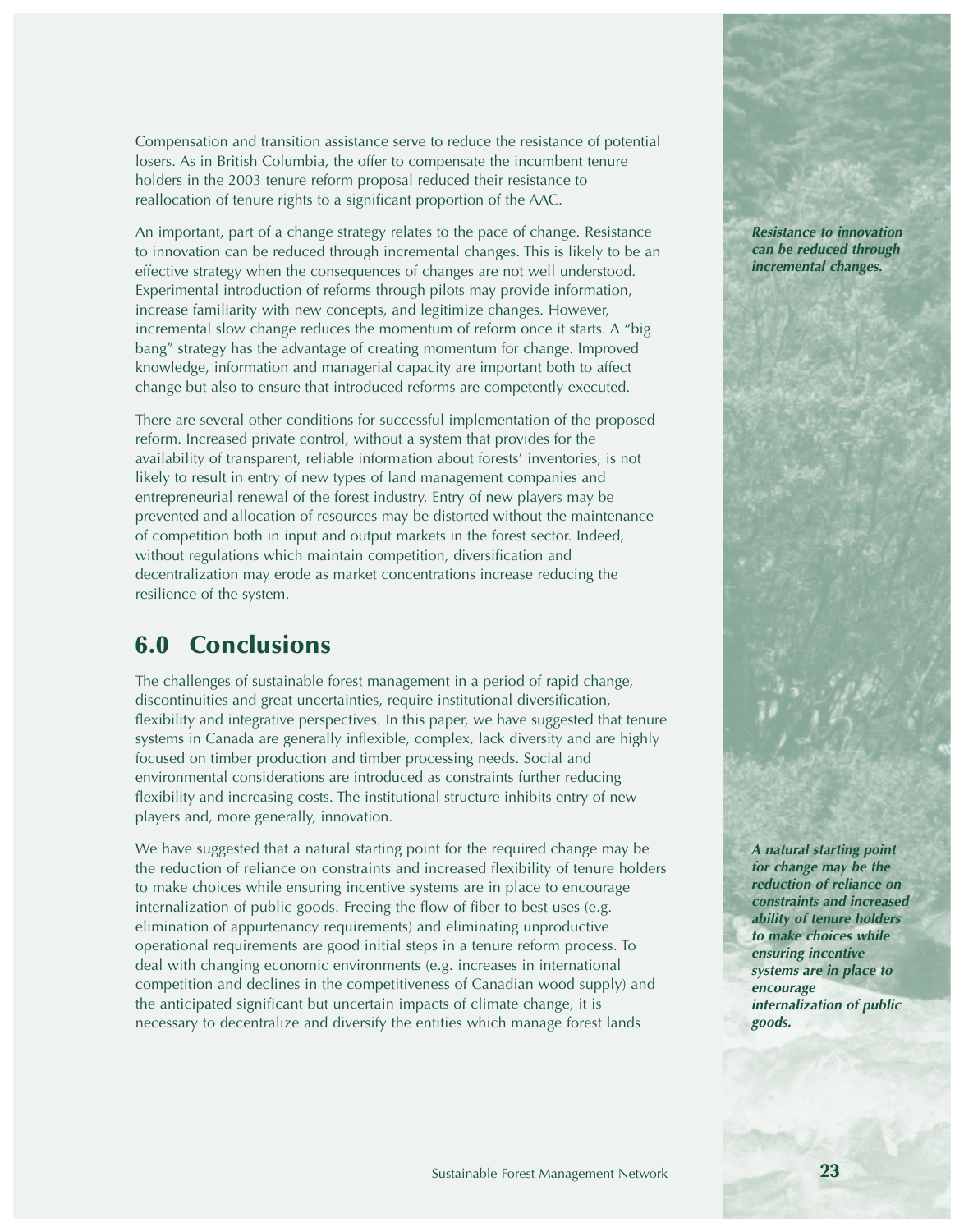Compensation and transition assistance serve to reduce the resistance of potential losers. As in British Columbia, the offer to compensate the incumbent tenure holders in the 2003 tenure reform proposal reduced their resistance to reallocation of tenure rights to a significant proportion of the AAC.

An important, part of a change strategy relates to the pace of change. Resistance to innovation can be reduced through incremental changes. This is likely to be an effective strategy when the consequences of changes are not well understood. Experimental introduction of reforms through pilots may provide information, increase familiarity with new concepts, and legitimize changes. However, incremental slow change reduces the momentum of reform once it starts. A "big bang" strategy has the advantage of creating momentum for change. Improved knowledge, information and managerial capacity are important both to affect change but also to ensure that introduced reforms are competently executed.

***Resistance to innovation can be reduced through incremental changes.***

There are several other conditions for successful implementation of the proposed reform. Increased private control, without a system that provides for the availability of transparent, reliable information about forests' inventories, is not likely to result in entry of new types of land management companies and entrepreneurial renewal of the forest industry. Entry of new players may be prevented and allocation of resources may be distorted without the maintenance of competition both in input and output markets in the forest sector. Indeed, without regulations which maintain competition, diversification and decentralization may erode as market concentrations increase reducing the resilience of the system.

## 6.0 Conclusions

The challenges of sustainable forest management in a period of rapid change, discontinuities and great uncertainties, require institutional diversification, flexibility and integrative perspectives. In this paper, we have suggested that tenure systems in Canada are generally inflexible, complex, lack diversity and are highly focused on timber production and timber processing needs. Social and environmental considerations are introduced as constraints further reducing flexibility and increasing costs. The institutional structure inhibits entry of new players and, more generally, innovation.

We have suggested that a natural starting point for the required change may be the reduction of reliance on constraints and increased flexibility of tenure holders to make choices while ensuring incentive systems are in place to encourage internalization of public goods. Freeing the flow of fiber to best uses (e.g. elimination of appurtenancy requirements) and eliminating unproductive operational requirements are good initial steps in a tenure reform process. To deal with changing economic environments (e.g. increases in international competition and declines in the competitiveness of Canadian wood supply) and the anticipated significant but uncertain impacts of climate change, it is necessary to decentralize and diversify the entities which manage forest lands

***A natural starting point for change may be the reduction of reliance on constraints and increased ability of tenure holders to make choices while ensuring incentive systems are in place to encourage internalization of public goods.***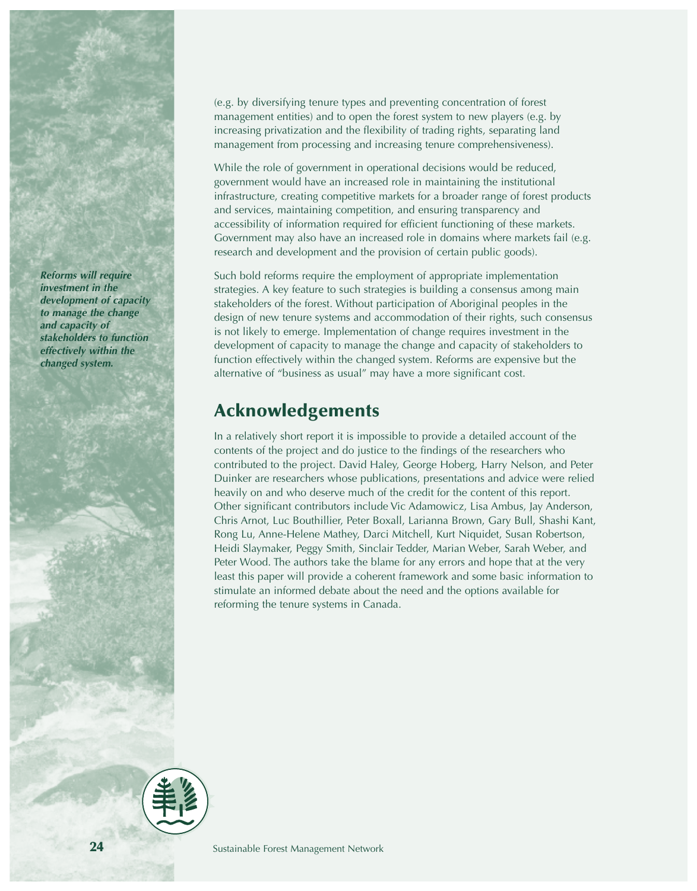(e.g. by diversifying tenure types and preventing concentration of forest management entities) and to open the forest system to new players (e.g. by increasing privatization and the flexibility of trading rights, separating land management from processing and increasing tenure comprehensiveness).

While the role of government in operational decisions would be reduced, government would have an increased role in maintaining the institutional infrastructure, creating competitive markets for a broader range of forest products and services, maintaining competition, and ensuring transparency and accessibility of information required for efficient functioning of these markets. Government may also have an increased role in domains where markets fail (e.g. research and development and the provision of certain public goods).

***Reforms will require investment in the development of capacity to manage the change and capacity of stakeholders to function effectively within the changed system.***

Such bold reforms require the employment of appropriate implementation strategies. A key feature to such strategies is building a consensus among main stakeholders of the forest. Without participation of Aboriginal peoples in the design of new tenure systems and accommodation of their rights, such consensus is not likely to emerge. Implementation of change requires investment in the development of capacity to manage the change and capacity of stakeholders to function effectively within the changed system. Reforms are expensive but the alternative of "business as usual" may have a more significant cost.

## Acknowledgements

In a relatively short report it is impossible to provide a detailed account of the contents of the project and do justice to the findings of the researchers who contributed to the project. David Haley, George Hoberg, Harry Nelson, and Peter Duinker are researchers whose publications, presentations and advice were relied heavily on and who deserve much of the credit for the content of this report. Other significant contributors include Vic Adamowicz, Lisa Ambus, Jay Anderson, Chris Arnot, Luc Bouthillier, Peter Boxall, Larianna Brown, Gary Bull, Shashi Kant, Rong Lu, Anne-Helene Mathey, Darci Mitchell, Kurt Niquidet, Susan Robertson, Heidi Slaymaker, Peggy Smith, Sinclair Tedder, Marian Weber, Sarah Weber, and Peter Wood. The authors take the blame for any errors and hope that at the very least this paper will provide a coherent framework and some basic information to stimulate an informed debate about the need and the options available for reforming the tenure systems in Canada.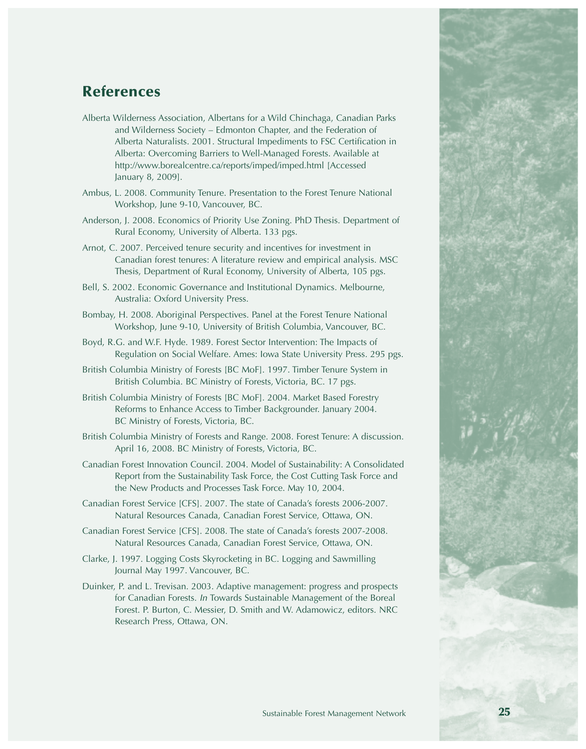# References

Alberta Wilderness Association, Albertans for a Wild Chinchaga, Canadian Parks and Wilderness Society – Edmonton Chapter, and the Federation of Alberta Naturalists. 2001. Structural Impediments to FSC Certification in Alberta: Overcoming Barriers to Well-Managed Forests. Available at http://www.borealcentre.ca/reports/imped/imped.html [Accessed January 8, 2009].

Ambus, L. 2008. Community Tenure. Presentation to the Forest Tenure National Workshop, June 9-10, Vancouver, BC.

Anderson, J. 2008. Economics of Priority Use Zoning. PhD Thesis. Department of Rural Economy, University of Alberta. 133 pgs.

Arnot, C. 2007. Perceived tenure security and incentives for investment in Canadian forest tenures: A literature review and empirical analysis. MSC Thesis, Department of Rural Economy, University of Alberta, 105 pgs.

Bell, S. 2002. Economic Governance and Institutional Dynamics. Melbourne, Australia: Oxford University Press.

Bombay, H. 2008. Aboriginal Perspectives. Panel at the Forest Tenure National Workshop, June 9-10, University of British Columbia, Vancouver, BC.

Boyd, R.G. and W.F. Hyde. 1989. Forest Sector Intervention: The Impacts of Regulation on Social Welfare. Ames: Iowa State University Press. 295 pgs.

British Columbia Ministry of Forests [BC MoF]. 1997. Timber Tenure System in British Columbia. BC Ministry of Forests, Victoria, BC. 17 pgs.

British Columbia Ministry of Forests [BC MoF]. 2004. Market Based Forestry Reforms to Enhance Access to Timber Backgrounder. January 2004. BC Ministry of Forests, Victoria, BC.

British Columbia Ministry of Forests and Range. 2008. Forest Tenure: A discussion. April 16, 2008. BC Ministry of Forests, Victoria, BC.

Canadian Forest Innovation Council. 2004. Model of Sustainability: A Consolidated Report from the Sustainability Task Force, the Cost Cutting Task Force and the New Products and Processes Task Force. May 10, 2004.

Canadian Forest Service [CFS]. 2007. The state of Canada's forests 2006-2007. Natural Resources Canada, Canadian Forest Service, Ottawa, ON.

Canadian Forest Service [CFS]. 2008. The state of Canada's forests 2007-2008. Natural Resources Canada, Canadian Forest Service, Ottawa, ON.

Clarke, J. 1997. Logging Costs Skyrocketing in BC. Logging and Sawmilling Journal May 1997. Vancouver, BC.

Duinker, P. and L. Trevisan. 2003. Adaptive management: progress and prospects for Canadian Forests. *In* Towards Sustainable Management of the Boreal Forest. P. Burton, C. Messier, D. Smith and W. Adamowicz, editors. NRC Research Press, Ottawa, ON.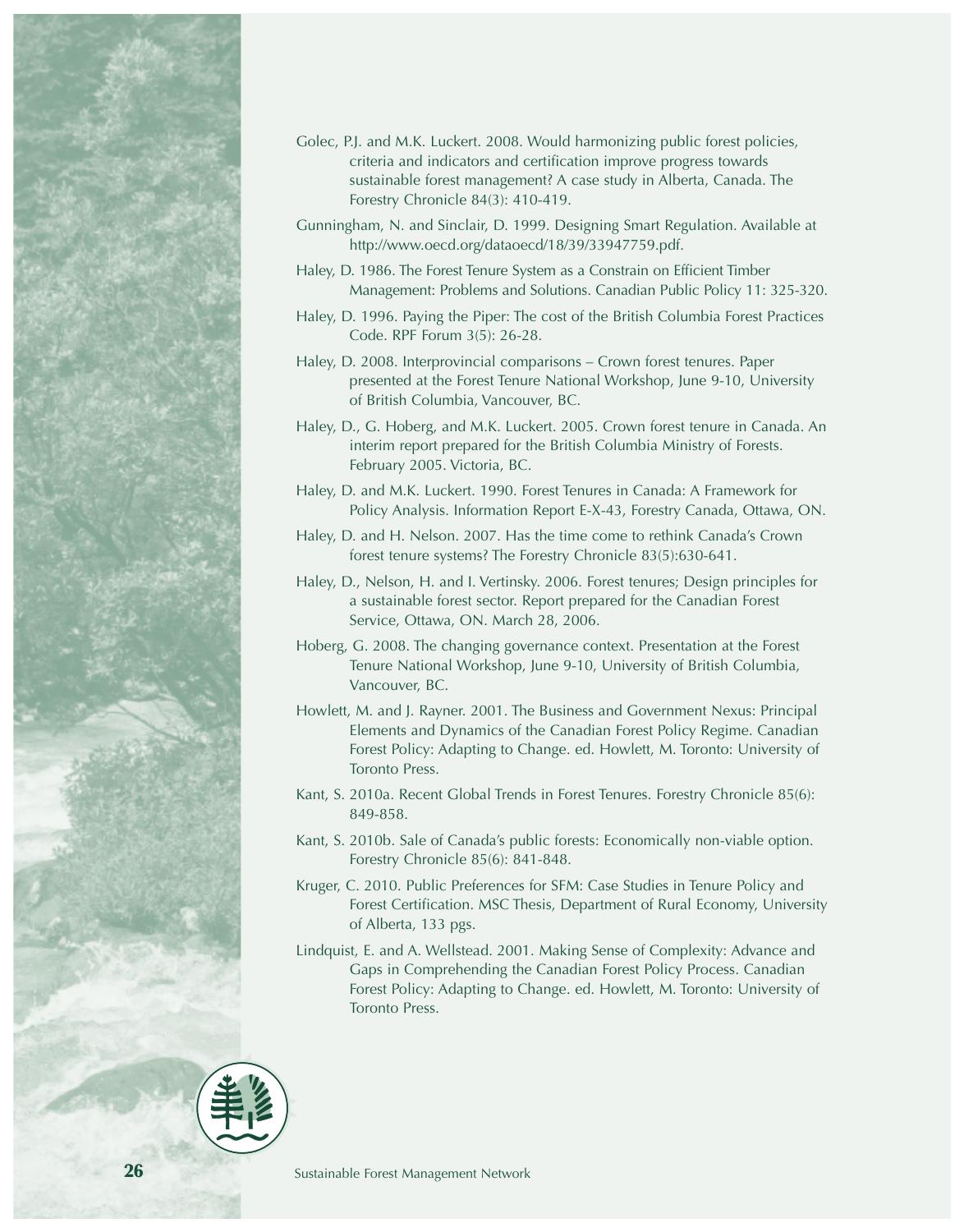Golec, P.J. and M.K. Luckert. 2008. Would harmonizing public forest policies, criteria and indicators and certification improve progress towards sustainable forest management? A case study in Alberta, Canada. The Forestry Chronicle 84(3): 410-419.

Gunningham, N. and Sinclair, D. 1999. Designing Smart Regulation. Available at http://www.oecd.org/dataoecd/18/39/33947759.pdf.

Haley, D. 1986. The Forest Tenure System as a Constrain on Efficient Timber Management: Problems and Solutions. Canadian Public Policy 11: 325-320.

Haley, D. 1996. Paying the Piper: The cost of the British Columbia Forest Practices Code. RPF Forum 3(5): 26-28.

Haley, D. 2008. Interprovincial comparisons – Crown forest tenures. Paper presented at the Forest Tenure National Workshop, June 9-10, University of British Columbia, Vancouver, BC.

Haley, D., G. Hoberg, and M.K. Luckert. 2005. Crown forest tenure in Canada. An interim report prepared for the British Columbia Ministry of Forests. February 2005. Victoria, BC.

Haley, D. and M.K. Luckert. 1990. Forest Tenures in Canada: A Framework for Policy Analysis. Information Report E-X-43, Forestry Canada, Ottawa, ON.

Haley, D. and H. Nelson. 2007. Has the time come to rethink Canada's Crown forest tenure systems? The Forestry Chronicle 83(5):630-641.

Haley, D., Nelson, H. and I. Vertinsky. 2006. Forest tenures; Design principles for a sustainable forest sector. Report prepared for the Canadian Forest Service, Ottawa, ON. March 28, 2006.

Hoberg, G. 2008. The changing governance context. Presentation at the Forest Tenure National Workshop, June 9-10, University of British Columbia, Vancouver, BC.

Howlett, M. and J. Rayner. 2001. The Business and Government Nexus: Principal Elements and Dynamics of the Canadian Forest Policy Regime. Canadian Forest Policy: Adapting to Change. ed. Howlett, M. Toronto: University of Toronto Press.

Kant, S. 2010a. Recent Global Trends in Forest Tenures. Forestry Chronicle 85(6): 849-858.

Kant, S. 2010b. Sale of Canada's public forests: Economically non-viable option. Forestry Chronicle 85(6): 841-848.

Kruger, C. 2010. Public Preferences for SFM: Case Studies in Tenure Policy and Forest Certification. MSC Thesis, Department of Rural Economy, University of Alberta, 133 pgs.

Lindquist, E. and A. Wellstead. 2001. Making Sense of Complexity: Advance and Gaps in Comprehending the Canadian Forest Policy Process. Canadian Forest Policy: Adapting to Change. ed. Howlett, M. Toronto: University of Toronto Press.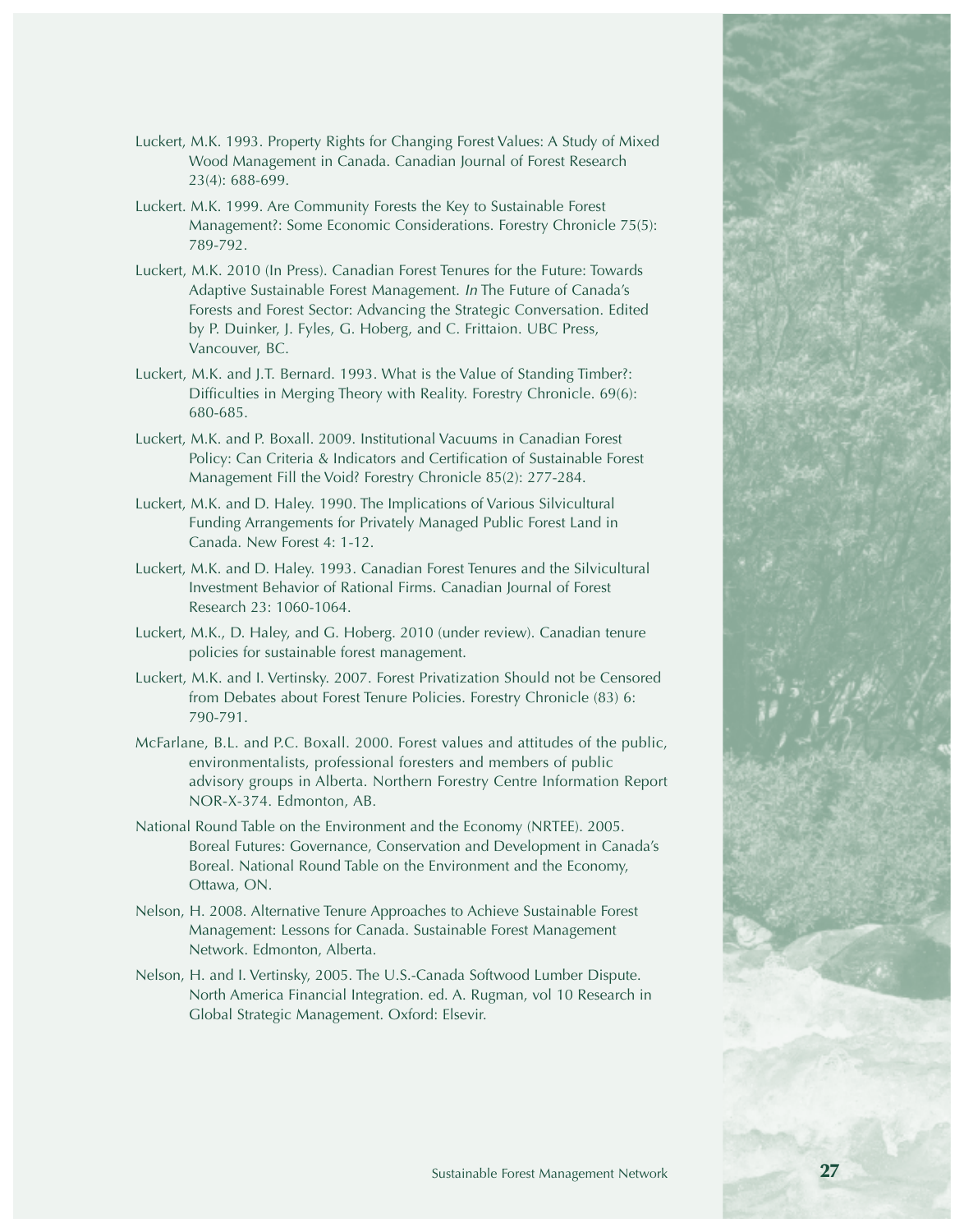Luckert, M.K. 1993. Property Rights for Changing Forest Values: A Study of Mixed Wood Management in Canada. Canadian Journal of Forest Research 23(4): 688-699.

Luckert. M.K. 1999. Are Community Forests the Key to Sustainable Forest Management?: Some Economic Considerations. Forestry Chronicle 75(5): 789-792.

Luckert, M.K. 2010 (In Press). Canadian Forest Tenures for the Future: Towards Adaptive Sustainable Forest Management. *In* The Future of Canada's Forests and Forest Sector: Advancing the Strategic Conversation. Edited by P. Duinker, J. Fyles, G. Hoberg, and C. Frittaion. UBC Press, Vancouver, BC.

Luckert, M.K. and J.T. Bernard. 1993. What is the Value of Standing Timber?: Difficulties in Merging Theory with Reality. Forestry Chronicle. 69(6): 680-685.

Luckert, M.K. and P. Boxall. 2009. Institutional Vacuums in Canadian Forest Policy: Can Criteria & Indicators and Certification of Sustainable Forest Management Fill the Void? Forestry Chronicle 85(2): 277-284.

Luckert, M.K. and D. Haley. 1990. The Implications of Various Silvicultural Funding Arrangements for Privately Managed Public Forest Land in Canada. New Forest 4: 1-12.

Luckert, M.K. and D. Haley. 1993. Canadian Forest Tenures and the Silvicultural Investment Behavior of Rational Firms. Canadian Journal of Forest Research 23: 1060-1064.

Luckert, M.K., D. Haley, and G. Hoberg. 2010 (under review). Canadian tenure policies for sustainable forest management.

Luckert, M.K. and I. Vertinsky. 2007. Forest Privatization Should not be Censored from Debates about Forest Tenure Policies. Forestry Chronicle (83) 6: 790-791.

McFarlane, B.L. and P.C. Boxall. 2000. Forest values and attitudes of the public, environmentalists, professional foresters and members of public advisory groups in Alberta. Northern Forestry Centre Information Report NOR-X-374. Edmonton, AB.

National Round Table on the Environment and the Economy (NRTEE). 2005. Boreal Futures: Governance, Conservation and Development in Canada's Boreal. National Round Table on the Environment and the Economy, Ottawa, ON.

Nelson, H. 2008. Alternative Tenure Approaches to Achieve Sustainable Forest Management: Lessons for Canada. Sustainable Forest Management Network. Edmonton, Alberta.

Nelson, H. and I. Vertinsky, 2005. The U.S.-Canada Softwood Lumber Dispute. North America Financial Integration. ed. A. Rugman, vol 10 Research in Global Strategic Management. Oxford: Elsevir.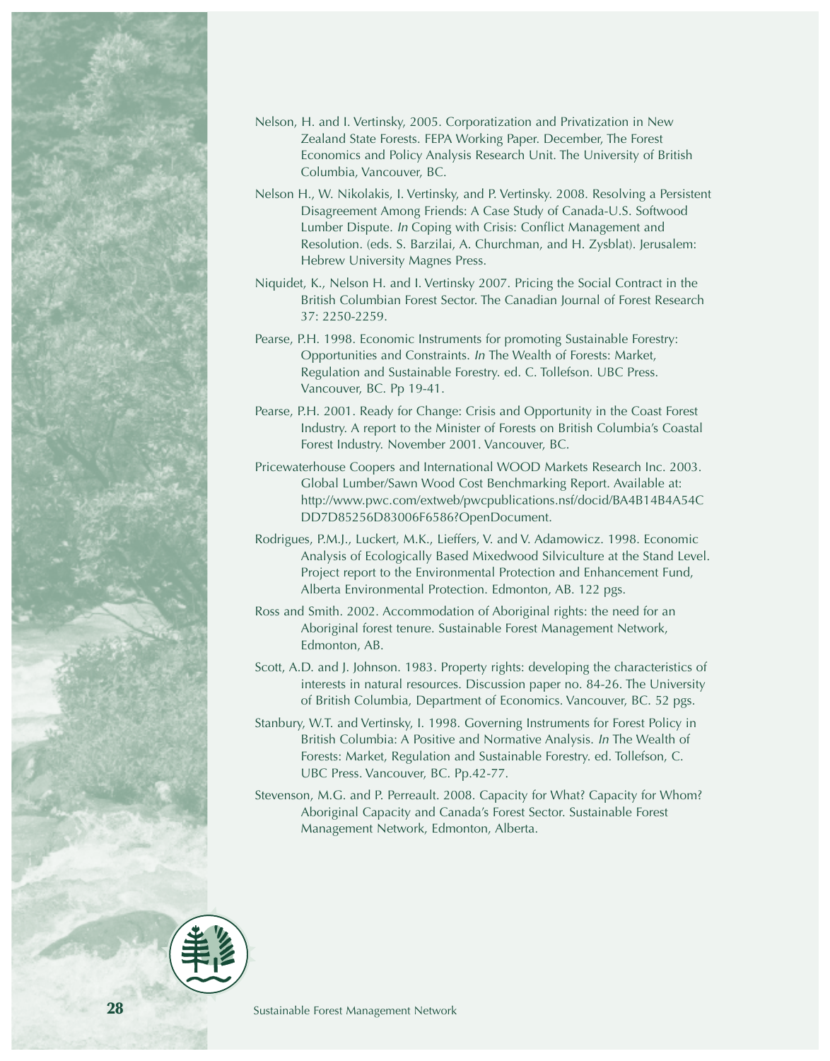Nelson, H. and I. Vertinsky, 2005. Corporatization and Privatization in New Zealand State Forests. FEPA Working Paper. December, The Forest Economics and Policy Analysis Research Unit. The University of British Columbia, Vancouver, BC.

Nelson H., W. Nikolakis, I. Vertinsky, and P. Vertinsky. 2008. Resolving a Persistent Disagreement Among Friends: A Case Study of Canada-U.S. Softwood Lumber Dispute. *In* Coping with Crisis: Conflict Management and Resolution. (eds. S. Barzilai, A. Churchman, and H. Zysblat). Jerusalem: Hebrew University Magnes Press.

Niquidet, K., Nelson H. and I. Vertinsky 2007. Pricing the Social Contract in the British Columbian Forest Sector. The Canadian Journal of Forest Research 37: 2250-2259.

Pearse, P.H. 1998. Economic Instruments for promoting Sustainable Forestry: Opportunities and Constraints. *In* The Wealth of Forests: Market, Regulation and Sustainable Forestry. ed. C. Tollefson. UBC Press. Vancouver, BC. Pp 19-41.

Pearse, P.H. 2001. Ready for Change: Crisis and Opportunity in the Coast Forest Industry. A report to the Minister of Forests on British Columbia's Coastal Forest Industry. November 2001. Vancouver, BC.

Pricewaterhouse Coopers and International WOOD Markets Research Inc. 2003. Global Lumber/Sawn Wood Cost Benchmarking Report. Available at: http://www.pwc.com/extweb/pwcpublications.nsf/docid/BA4B14B4A54CDD7D85256D83006F6586?OpenDocument.

Rodrigues, P.M.J., Luckert, M.K., Lieffers, V. and V. Adamowicz. 1998. Economic Analysis of Ecologically Based Mixedwood Silviculture at the Stand Level. Project report to the Environmental Protection and Enhancement Fund, Alberta Environmental Protection. Edmonton, AB. 122 pgs.

Ross and Smith. 2002. Accommodation of Aboriginal rights: the need for an Aboriginal forest tenure. Sustainable Forest Management Network, Edmonton, AB.

Scott, A.D. and J. Johnson. 1983. Property rights: developing the characteristics of interests in natural resources. Discussion paper no. 84-26. The University of British Columbia, Department of Economics. Vancouver, BC. 52 pgs.

Stanbury, W.T. and Vertinsky, I. 1998. Governing Instruments for Forest Policy in British Columbia: A Positive and Normative Analysis. *In* The Wealth of Forests: Market, Regulation and Sustainable Forestry. ed. Tollefson, C. UBC Press. Vancouver, BC. Pp.42-77.

Stevenson, M.G. and P. Perreault. 2008. Capacity for What? Capacity for Whom? Aboriginal Capacity and Canada's Forest Sector. Sustainable Forest Management Network, Edmonton, Alberta.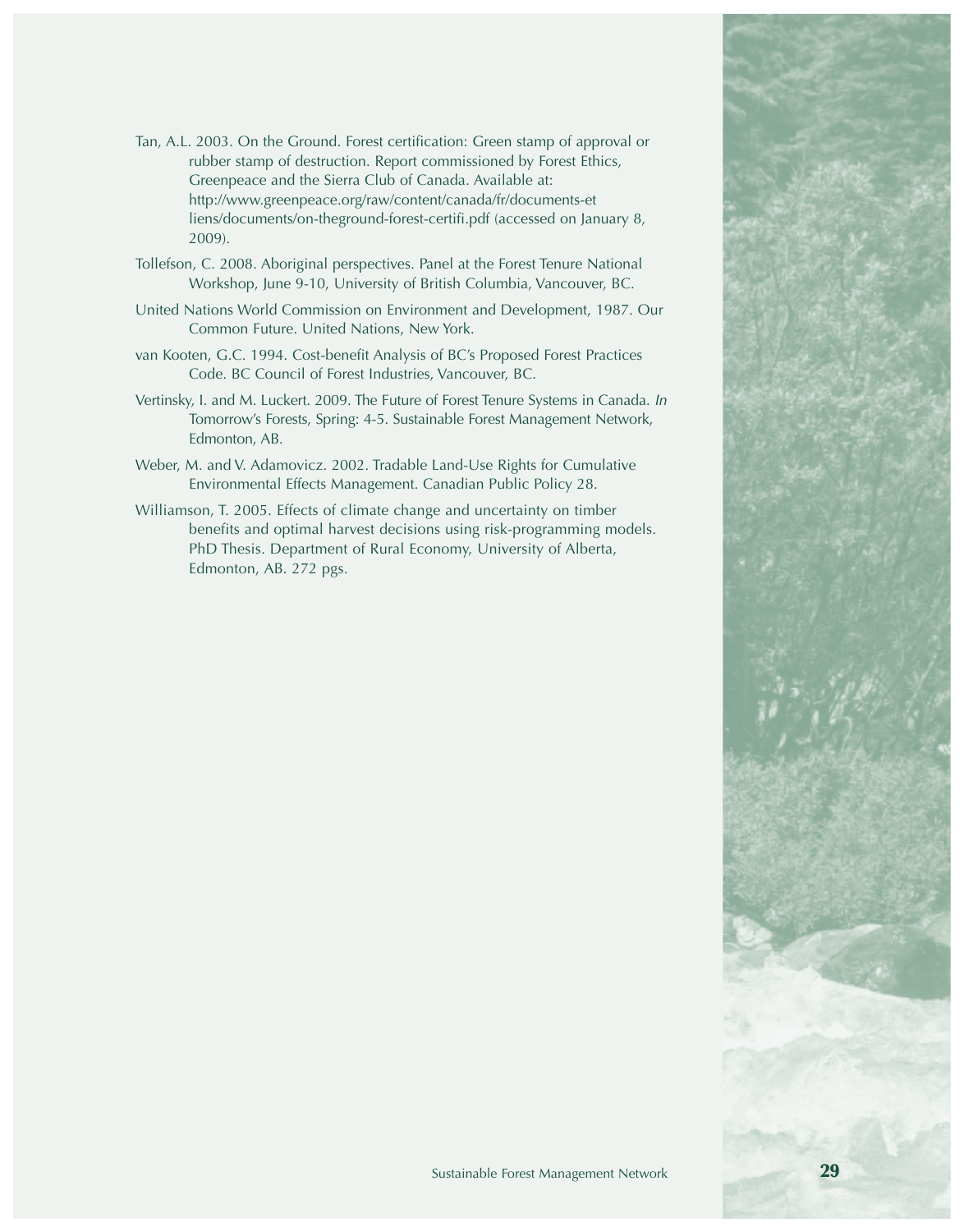Tan, A.L. 2003. On the Ground. Forest certification: Green stamp of approval or rubber stamp of destruction. Report commissioned by Forest Ethics, Greenpeace and the Sierra Club of Canada. Available at: http://www.greenpeace.org/raw/content/canada/fr/documents-et liens/documents/on-theground-forest-certifi.pdf (accessed on January 8, 2009).

Tollefson, C. 2008. Aboriginal perspectives. Panel at the Forest Tenure National Workshop, June 9-10, University of British Columbia, Vancouver, BC.

United Nations World Commission on Environment and Development, 1987. Our Common Future. United Nations, New York.

van Kooten, G.C. 1994. Cost-benefit Analysis of BC's Proposed Forest Practices Code. BC Council of Forest Industries, Vancouver, BC.

Vertinsky, I. and M. Luckert. 2009. The Future of Forest Tenure Systems in Canada. *In* Tomorrow's Forests, Spring: 4-5. Sustainable Forest Management Network, Edmonton, AB.

Weber, M. and V. Adamovicz. 2002. Tradable Land-Use Rights for Cumulative Environmental Effects Management. Canadian Public Policy 28.

Williamson, T. 2005. Effects of climate change and uncertainty on timber benefits and optimal harvest decisions using risk-programming models. PhD Thesis. Department of Rural Economy, University of Alberta, Edmonton, AB. 272 pgs.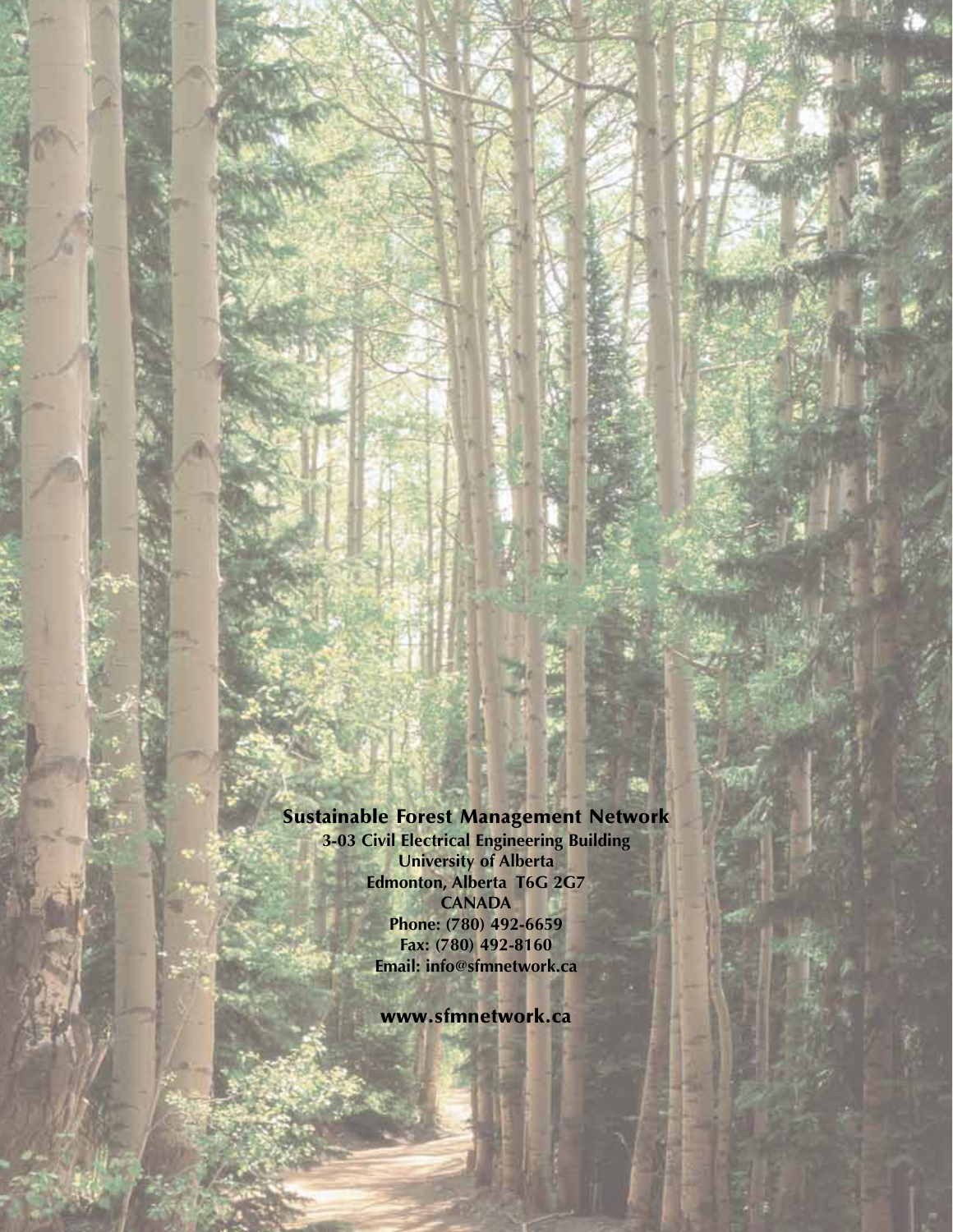**Sustainable Forest Management Network**

3-03 Civil Electrical Engineering Building
University of Alberta
Edmonton, Alberta T6G 2G7
CANADA
Phone: (780) 492-6659
Fax: (780) 492-8160
Email: info@sfmnetwork.ca

**www.sfmnetwork.ca**